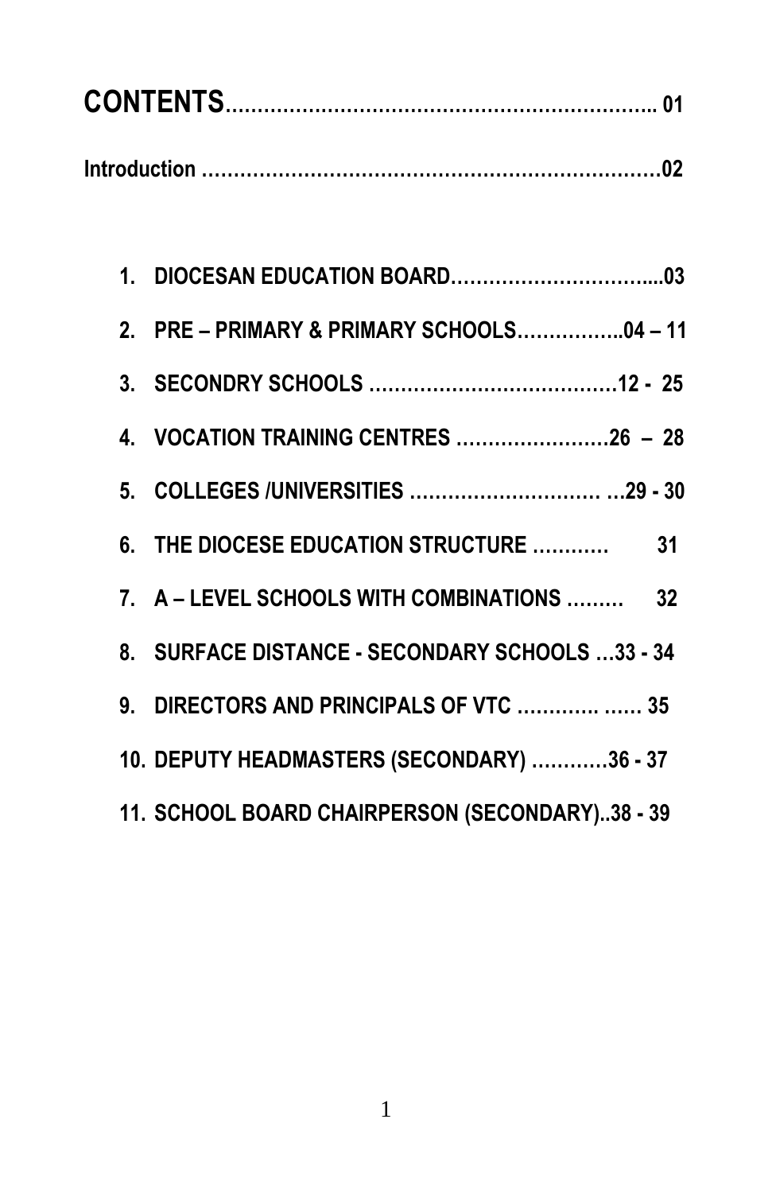# CONTENTS……………………………………………………….. 01

**Introduction ……………………………………………………………02**

1. **DIOCESAN EDUCATION BOARD…………………………....03**
2. **PRE – PRIMARY & PRIMARY SCHOOLS……………..04 – 11**
3. **SECONDRY SCHOOLS …………………………………12 - 25**
4. **VOCATION TRAINING CENTRES ……………………26 – 28**
5. **COLLEGES /UNIVERSITIES ………………………… …29 - 30**
6. **THE DIOCESE EDUCATION STRUCTURE ………… 31**
7. **A – LEVEL SCHOOLS WITH COMBINATIONS ……… 32**
8. **SURFACE DISTANCE - SECONDARY SCHOOLS …33 - 34**
9. **DIRECTORS AND PRINCIPALS OF VTC …………. …… 35**
10. **DEPUTY HEADMASTERS (SECONDARY) …………36 - 37**
11. **SCHOOL BOARD CHAIRPERSON (SECONDARY)..38 - 39**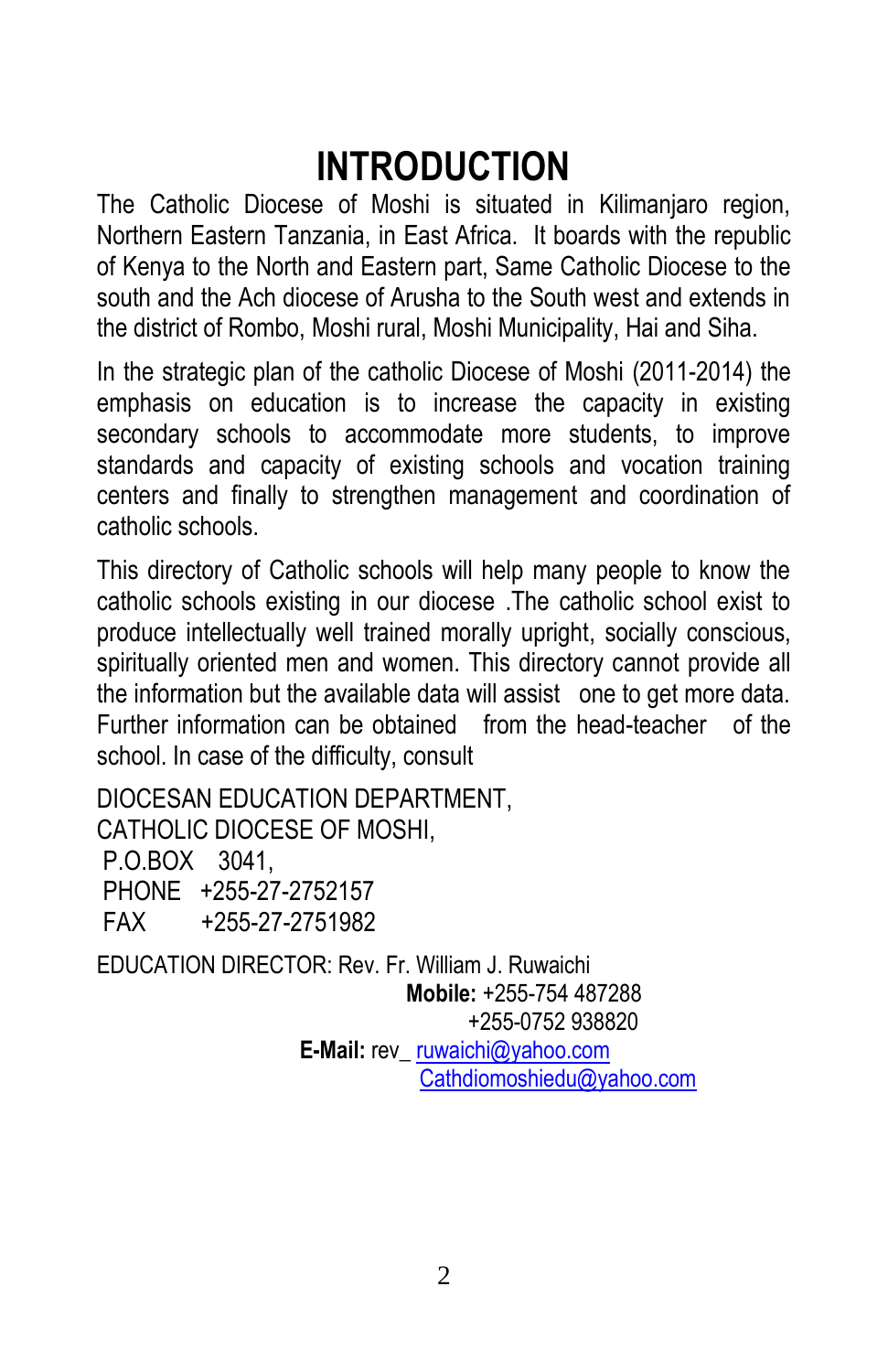# INTRODUCTION

The Catholic Diocese of Moshi is situated in Kilimanjaro region, Northern Eastern Tanzania, in East Africa. It boards with the republic of Kenya to the North and Eastern part, Same Catholic Diocese to the south and the Ach diocese of Arusha to the South west and extends in the district of Rombo, Moshi rural, Moshi Municipality, Hai and Siha.

In the strategic plan of the catholic Diocese of Moshi (2011-2014) the emphasis on education is to increase the capacity in existing secondary schools to accommodate more students, to improve standards and capacity of existing schools and vocation training centers and finally to strengthen management and coordination of catholic schools.

This directory of Catholic schools will help many people to know the catholic schools existing in our diocese .The catholic school exist to produce intellectually well trained morally upright, socially conscious, spiritually oriented men and women. This directory cannot provide all the information but the available data will assist one to get more data. Further information can be obtained from the head-teacher of the school. In case of the difficulty, consult

DIOCESAN EDUCATION DEPARTMENT,
CATHOLIC DIOCESE OF MOSHI,
P.O.BOX 3041,
PHONE +255-27-2752157
FAX +255-27-2751982

EDUCATION DIRECTOR: Rev. Fr. William J. Ruwaichi
**Mobile:** +255-754 487288
+255-0752 938820
**E-Mail:** rev_ ruwaichi@yahoo.com
Cathdiomoshiedu@yahoo.com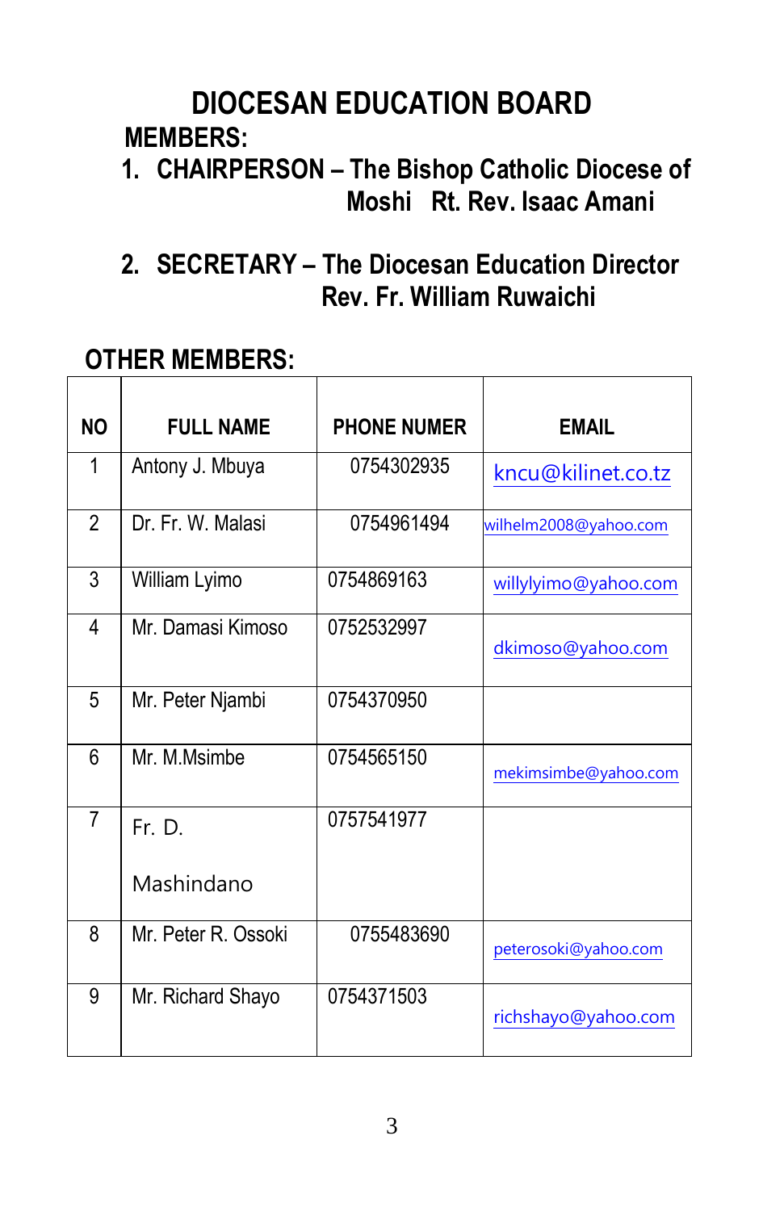# DIOCESAN EDUCATION BOARD

**MEMBERS:**

1. **CHAIRPERSON – The Bishop Catholic Diocese of Moshi Rt. Rev. Isaac Amani**

2. **SECRETARY – The Diocesan Education Director Rev. Fr. William Ruwaichi**

## OTHER MEMBERS:

| NO | FULL NAME | PHONE NUMER | EMAIL |
|---|---|---|---|
| 1 | Antony J. Mbuya | 0754302935 | kncu@kilinet.co.tz |
| 2 | Dr. Fr. W. Malasi | 0754961494 | wilhelm2008@yahoo.com |
| 3 | William Lyimo | 0754869163 | willylyimo@yahoo.com |
| 4 | Mr. Damasi Kimoso | 0752532997 | dkimoso@yahoo.com |
| 5 | Mr. Peter Njambi | 0754370950 | |
| 6 | Mr. M.Msimbe | 0754565150 | mekimsimbe@yahoo.com |
| 7 | Fr. D. Mashindano | 0757541977 | |
| 8 | Mr. Peter R. Ossoki | 0755483690 | peterosoki@yahoo.com |
| 9 | Mr. Richard Shayo | 0754371503 | richshayo@yahoo.com |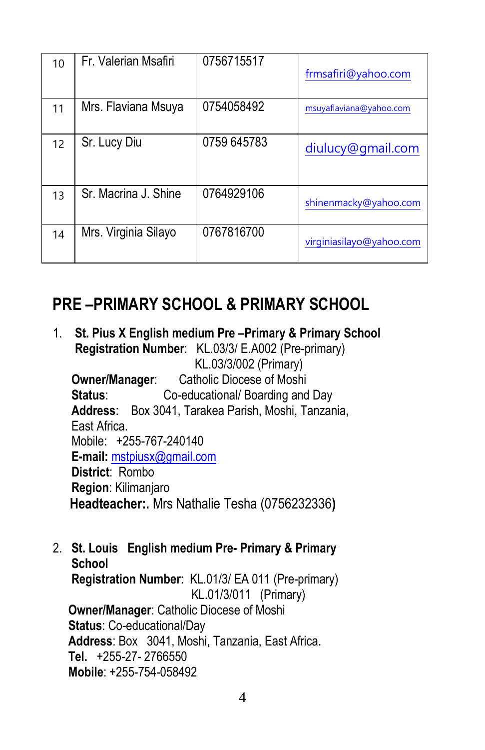| 10 | Fr. Valerian Msafiri | 0756715517 | frmsafiri@yahoo.com |
|---|---|---|---|
| 11 | Mrs. Flaviana Msuya | 0754058492 | msuyaflaviana@yahoo.com |
| 12 | Sr. Lucy Diu | 0759 645783 | diulucy@gmail.com |
| 13 | Sr. Macrina J. Shine | 0764929106 | shinenmacky@yahoo.com |
| 14 | Mrs. Virginia Silayo | 0767816700 | virginiasilayo@yahoo.com |

## PRE –PRIMARY SCHOOL & PRIMARY SCHOOL

1. **St. Pius X English medium Pre –Primary & Primary School**
   **Registration Number**: KL.03/3/ E.A002 (Pre-primary)
   KL.03/3/002 (Primary)
   **Owner/Manager**: Catholic Diocese of Moshi
   **Status**: Co-educational/ Boarding and Day
   **Address**: Box 3041, Tarakea Parish, Moshi, Tanzania, East Africa.
   Mobile: +255-767-240140
   **E-mail:** mstpiusx@gmail.com
   **District**: Rombo
   **Region**: Kilimanjaro
   **Headteacher:.** Mrs Nathalie Tesha (0756232336**)**

2. **St. Louis English medium Pre- Primary & Primary School**
   **Registration Number**: KL.01/3/ EA 011 (Pre-primary)
   KL.01/3/011 (Primary)
   **Owner/Manager**: Catholic Diocese of Moshi
   **Status**: Co-educational/Day
   **Address**: Box 3041, Moshi, Tanzania, East Africa.
   **Tel.** +255-27- 2766550
   **Mobile**: +255-754-058492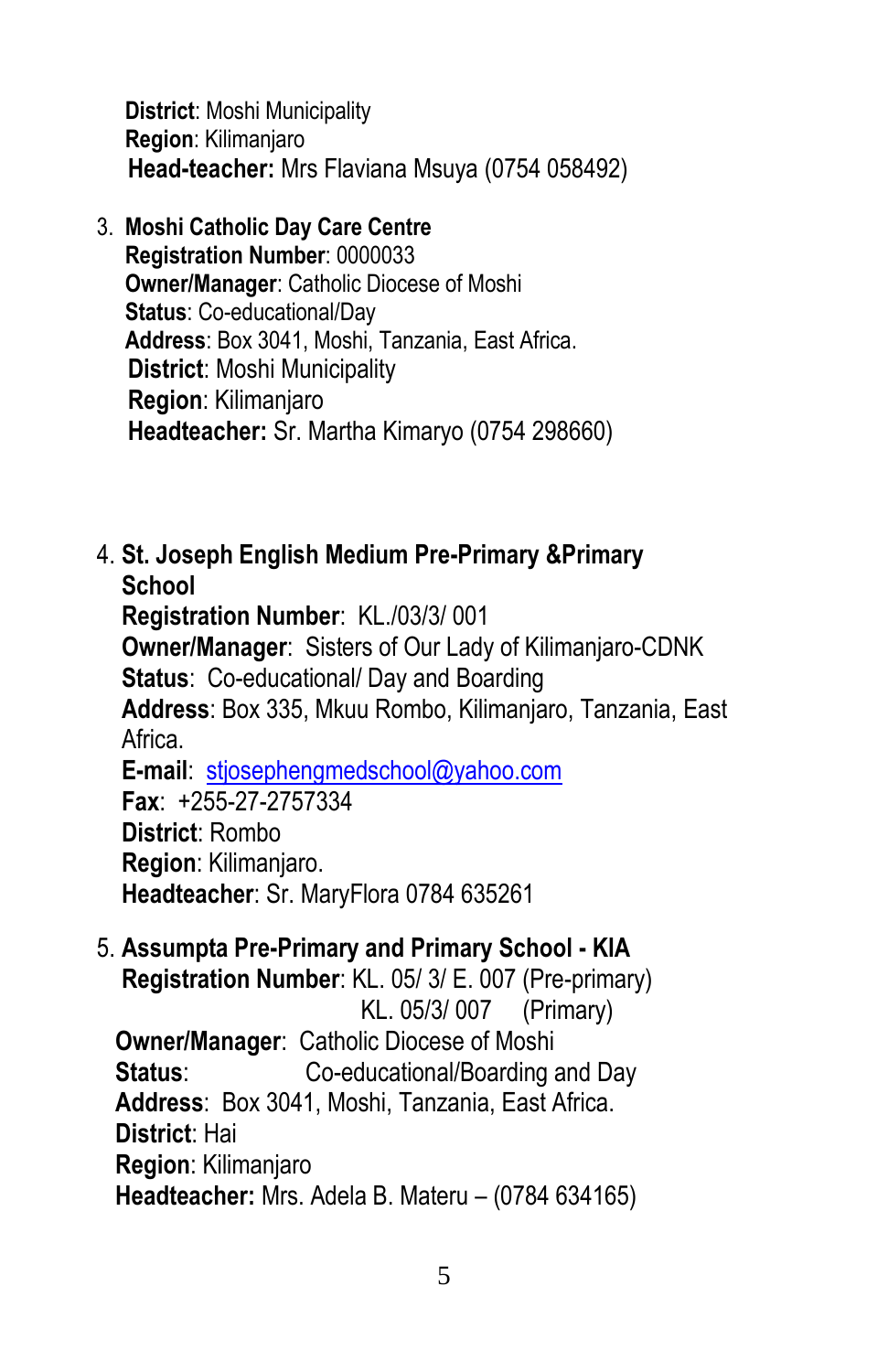**District**: Moshi Municipality
**Region**: Kilimanjaro
**Head-teacher:** Mrs Flaviana Msuya (0754 058492)

3. **Moshi Catholic Day Care Centre**
   **Registration Number**: 0000033
   **Owner/Manager**: Catholic Diocese of Moshi
   **Status**: Co-educational/Day
   **Address**: Box 3041, Moshi, Tanzania, East Africa.
   **District**: Moshi Municipality
   **Region**: Kilimanjaro
   **Headteacher:** Sr. Martha Kimaryo (0754 298660)

4. **St. Joseph English Medium Pre-Primary &Primary School**
   **Registration Number**: KL./03/3/ 001
   **Owner/Manager**: Sisters of Our Lady of Kilimanjaro-CDNK
   **Status**: Co-educational/ Day and Boarding
   **Address**: Box 335, Mkuu Rombo, Kilimanjaro, Tanzania, East Africa.
   **E-mail**: stjosephengmedschool@yahoo.com
   **Fax**: +255-27-2757334
   **District**: Rombo
   **Region**: Kilimanjaro.
   **Headteacher**: Sr. MaryFlora 0784 635261

5. **Assumpta Pre-Primary and Primary School - KIA**
   **Registration Number**: KL. 05/ 3/ E. 007 (Pre-primary)
   KL. 05/3/ 007 (Primary)
   **Owner/Manager**: Catholic Diocese of Moshi
   **Status**: Co-educational/Boarding and Day
   **Address**: Box 3041, Moshi, Tanzania, East Africa.
   **District**: Hai
   **Region**: Kilimanjaro
   **Headteacher:** Mrs. Adela B. Materu – (0784 634165)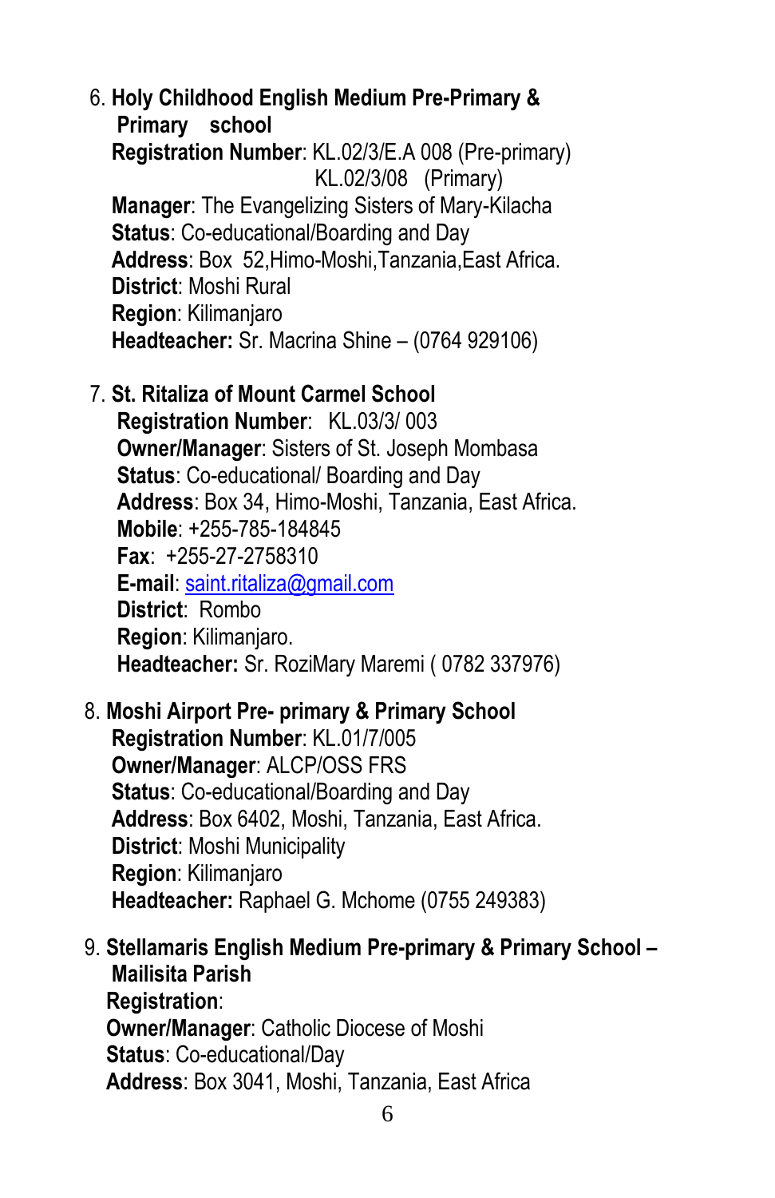6. **Holy Childhood English Medium Pre-Primary & Primary school**
   **Registration Number**: KL.02/3/E.A 008 (Pre-primary)
   KL.02/3/08 (Primary)
   **Manager**: The Evangelizing Sisters of Mary-Kilacha
   **Status**: Co-educational/Boarding and Day
   **Address**: Box 52,Himo-Moshi,Tanzania,East Africa.
   **District**: Moshi Rural
   **Region**: Kilimanjaro
   **Headteacher:** Sr. Macrina Shine – (0764 929106)

7. **St. Ritaliza of Mount Carmel School**
   **Registration Number**: KL.03/3/ 003
   **Owner/Manager**: Sisters of St. Joseph Mombasa
   **Status**: Co-educational/ Boarding and Day
   **Address**: Box 34, Himo-Moshi, Tanzania, East Africa.
   **Mobile**: +255-785-184845
   **Fax**: +255-27-2758310
   **E-mail**: saint.ritaliza@gmail.com
   **District**: Rombo
   **Region**: Kilimanjaro.
   **Headteacher:** Sr. RoziMary Maremi ( 0782 337976)

8. **Moshi Airport Pre- primary & Primary School**
   **Registration Number**: KL.01/7/005
   **Owner/Manager**: ALCP/OSS FRS
   **Status**: Co-educational/Boarding and Day
   **Address**: Box 6402, Moshi, Tanzania, East Africa.
   **District**: Moshi Municipality
   **Region**: Kilimanjaro
   **Headteacher:** Raphael G. Mchome (0755 249383)

9. **Stellamaris English Medium Pre-primary & Primary School – Mailisita Parish**
   **Registration**:
   **Owner/Manager**: Catholic Diocese of Moshi
   **Status**: Co-educational/Day
   **Address**: Box 3041, Moshi, Tanzania, East Africa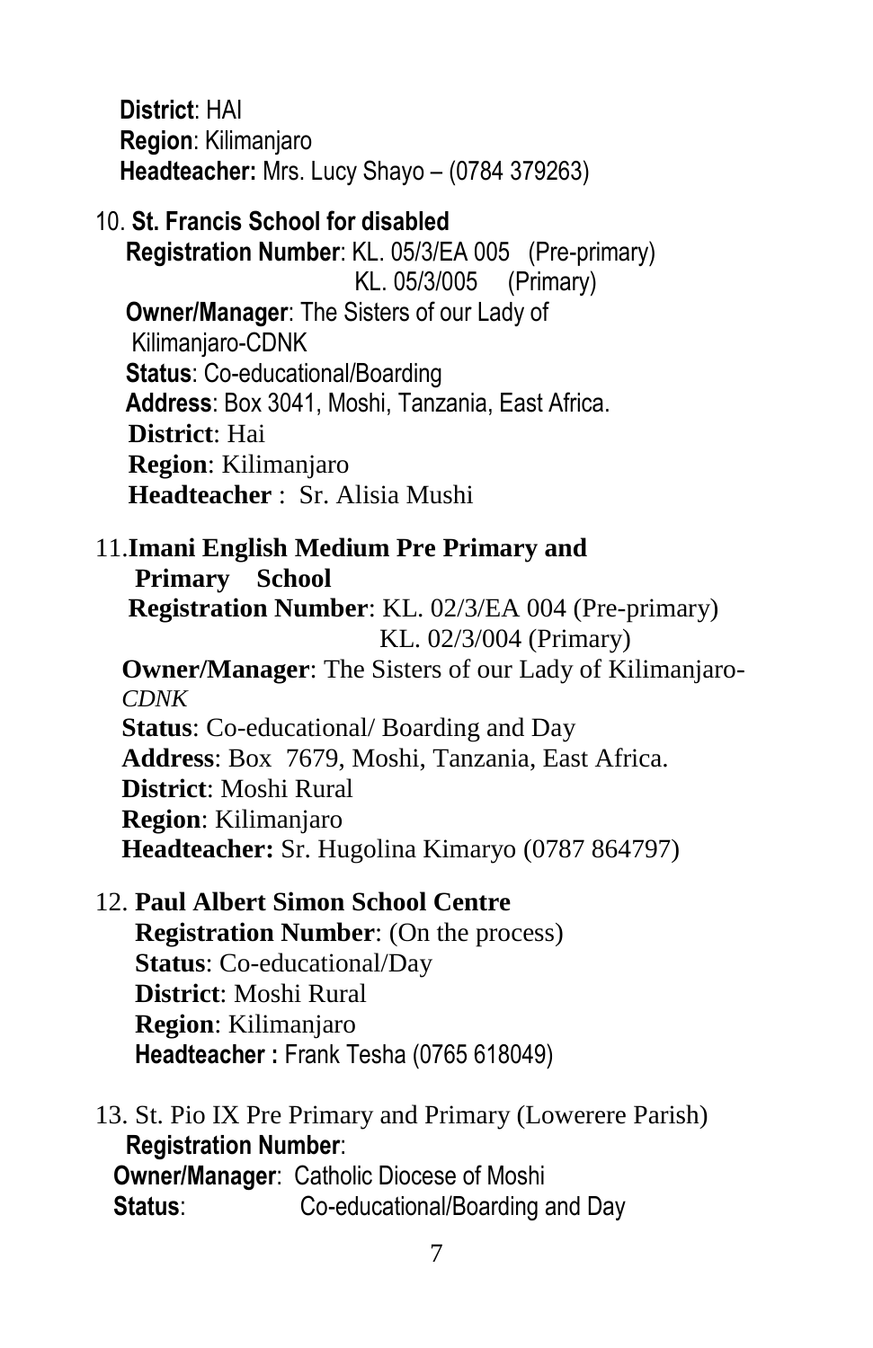**District**: HAI
**Region**: Kilimanjaro
**Headteacher:** Mrs. Lucy Shayo – (0784 379263)

10. **St. Francis School for disabled**
    **Registration Number**: KL. 05/3/EA 005 (Pre-primary)
    KL. 05/3/005 (Primary)
    **Owner/Manager**: The Sisters of our Lady of Kilimanjaro-CDNK
    **Status**: Co-educational/Boarding
    **Address**: Box 3041, Moshi, Tanzania, East Africa.
    **District**: Hai
    **Region**: Kilimanjaro
    **Headteacher** : Sr. Alisia Mushi

11. **Imani English Medium Pre Primary and Primary School**
    **Registration Number**: KL. 02/3/EA 004 (Pre-primary)
    KL. 02/3/004 (Primary)
    **Owner/Manager**: The Sisters of our Lady of Kilimanjaro-*CDNK*
    **Status**: Co-educational/ Boarding and Day
    **Address**: Box 7679, Moshi, Tanzania, East Africa.
    **District**: Moshi Rural
    **Region**: Kilimanjaro
    **Headteacher:** Sr. Hugolina Kimaryo (0787 864797)

12. **Paul Albert Simon School Centre**
    **Registration Number**: (On the process)
    **Status**: Co-educational/Day
    **District**: Moshi Rural
    **Region**: Kilimanjaro
    **Headteacher :** Frank Tesha (0765 618049)

13. St. Pio IX Pre Primary and Primary (Lowerere Parish)
    **Registration Number**:
    **Owner/Manager**: Catholic Diocese of Moshi
    **Status**: Co-educational/Boarding and Day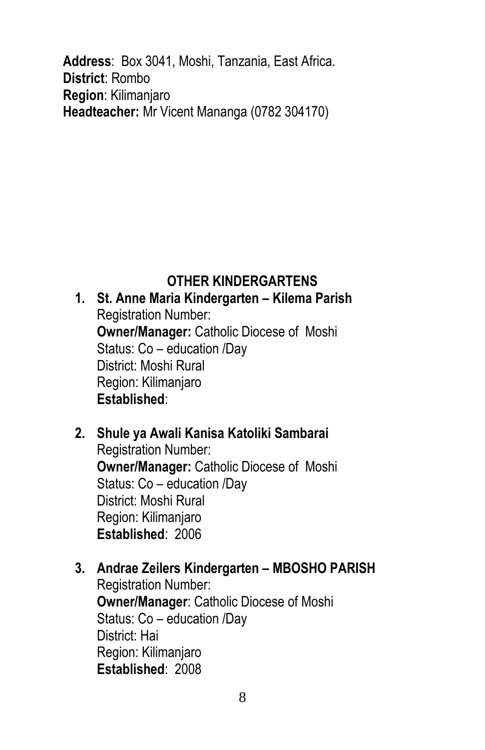**Address**: Box 3041, Moshi, Tanzania, East Africa.
**District**: Rombo
**Region**: Kilimanjaro
**Headteacher:** Mr Vicent Mananga (0782 304170)

## OTHER KINDERGARTENS

1. **St. Anne Maria Kindergarten – Kilema Parish**
   Registration Number:
   **Owner/Manager:** Catholic Diocese of Moshi
   Status: Co – education /Day
   District: Moshi Rural
   Region: Kilimanjaro
   **Established**:

2. **Shule ya Awali Kanisa Katoliki Sambarai**
   Registration Number:
   **Owner/Manager:** Catholic Diocese of Moshi
   Status: Co – education /Day
   District: Moshi Rural
   Region: Kilimanjaro
   **Established**: 2006

3. **Andrae Zeilers Kindergarten – MBOSHO PARISH**
   Registration Number:
   **Owner/Manager**: Catholic Diocese of Moshi
   Status: Co – education /Day
   District: Hai
   Region: Kilimanjaro
   **Established**: 2008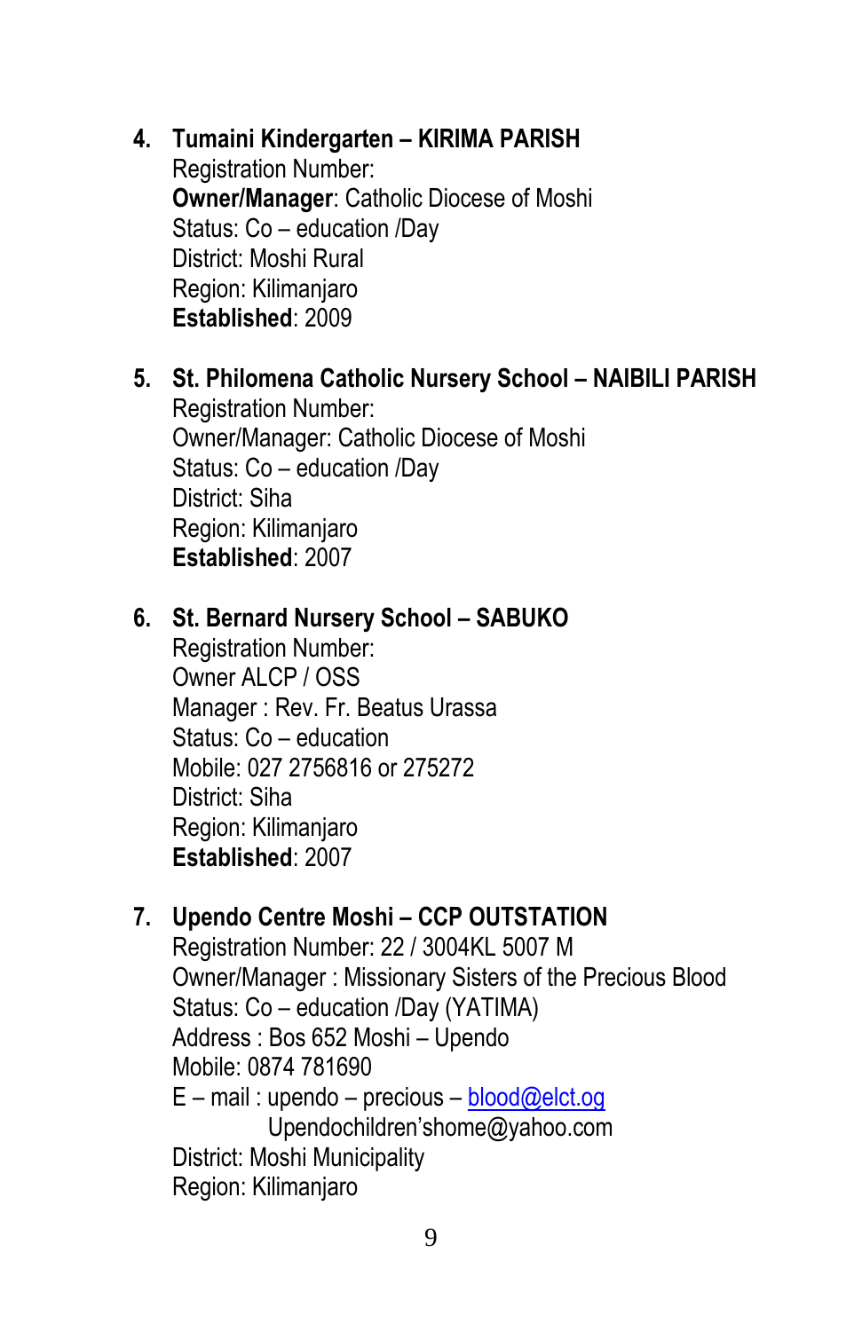4. **Tumaini Kindergarten – KIRIMA PARISH**
   Registration Number:
   **Owner/Manager**: Catholic Diocese of Moshi
   Status: Co – education /Day
   District: Moshi Rural
   Region: Kilimanjaro
   **Established**: 2009

5. **St. Philomena Catholic Nursery School – NAIBILI PARISH**
   Registration Number:
   Owner/Manager: Catholic Diocese of Moshi
   Status: Co – education /Day
   District: Siha
   Region: Kilimanjaro
   **Established**: 2007

6. **St. Bernard Nursery School – SABUKO**
   Registration Number:
   Owner ALCP / OSS
   Manager : Rev. Fr. Beatus Urassa
   Status: Co – education
   Mobile: 027 2756816 or 275272
   District: Siha
   Region: Kilimanjaro
   **Established**: 2007

7. **Upendo Centre Moshi – CCP OUTSTATION**
   Registration Number: 22 / 3004KL 5007 M
   Owner/Manager : Missionary Sisters of the Precious Blood
   Status: Co – education /Day (YATIMA)
   Address : Bos 652 Moshi – Upendo
   Mobile: 0874 781690
   E – mail : upendo – precious – blood@elct.og
   Upendochildren'shome@yahoo.com
   District: Moshi Municipality
   Region: Kilimanjaro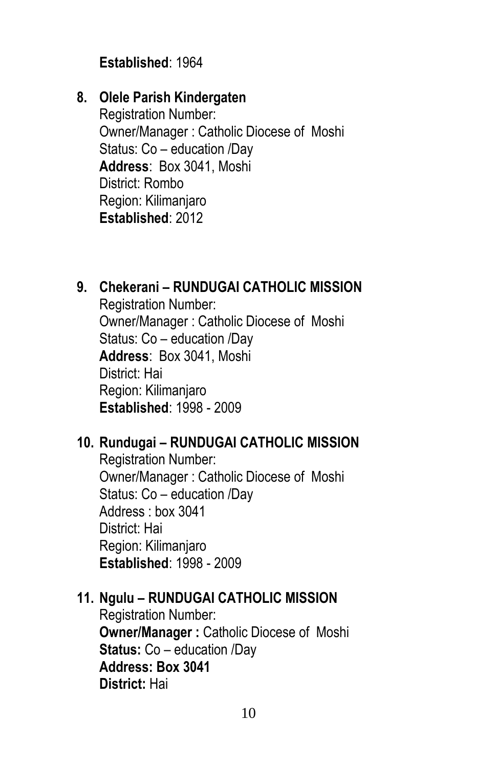**Established**: 1964

8. **Olele Parish Kindergaten**
   Registration Number:
   Owner/Manager : Catholic Diocese of Moshi
   Status: Co – education /Day
   **Address**: Box 3041, Moshi
   District: Rombo
   Region: Kilimanjaro
   **Established**: 2012

9. **Chekerani – RUNDUGAI CATHOLIC MISSION**
   Registration Number:
   Owner/Manager : Catholic Diocese of Moshi
   Status: Co – education /Day
   **Address**: Box 3041, Moshi
   District: Hai
   Region: Kilimanjaro
   **Established**: 1998 - 2009

10. **Rundugai – RUNDUGAI CATHOLIC MISSION**
    Registration Number:
    Owner/Manager : Catholic Diocese of Moshi
    Status: Co – education /Day
    Address : box 3041
    District: Hai
    Region: Kilimanjaro
    **Established**: 1998 - 2009

11. **Ngulu – RUNDUGAI CATHOLIC MISSION**
    Registration Number:
    **Owner/Manager :** Catholic Diocese of Moshi
    **Status:** Co – education /Day
    **Address: Box 3041**
    **District:** Hai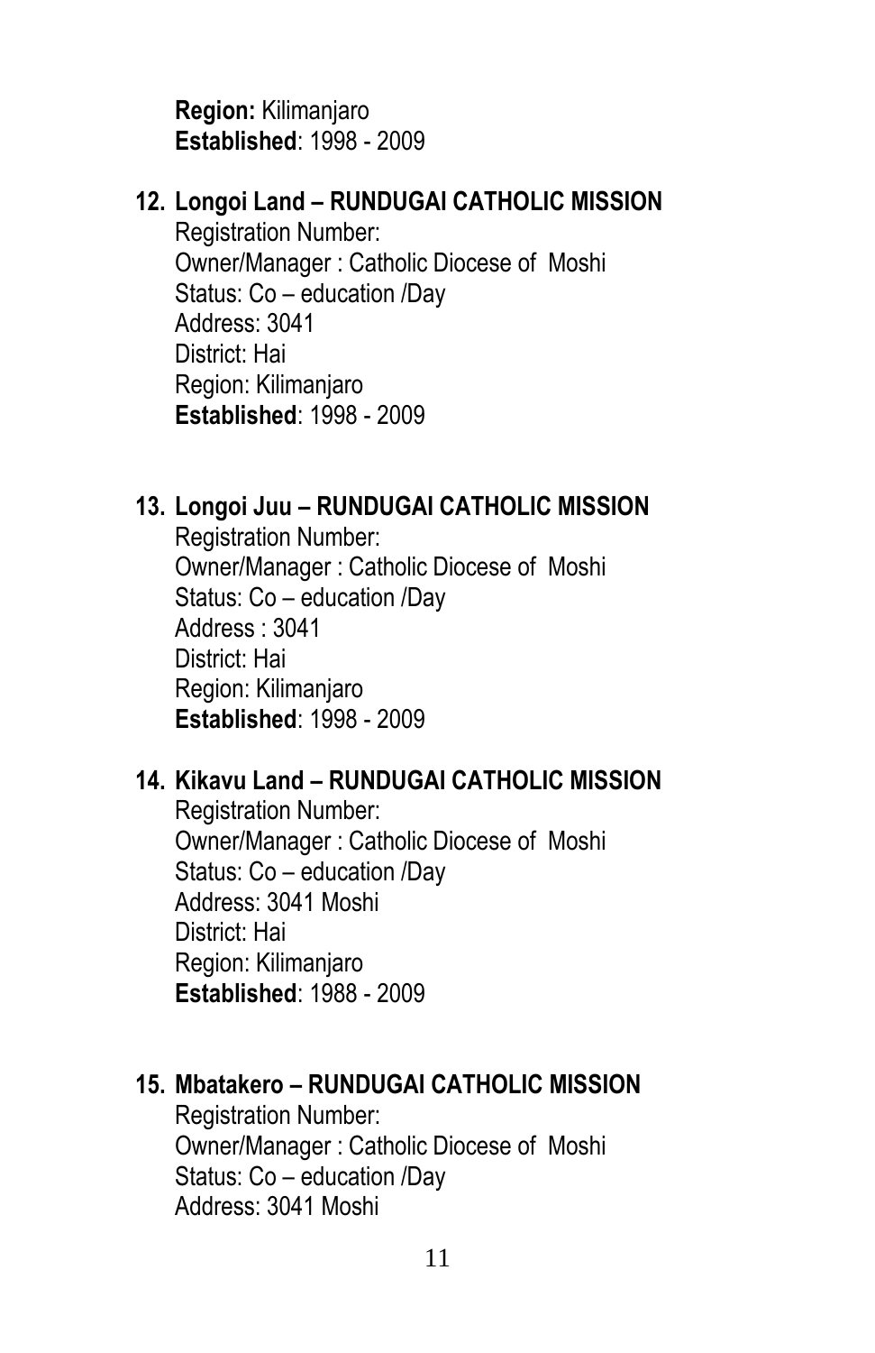**Region:** Kilimanjaro
**Established**: 1998 - 2009

12. **Longoi Land – RUNDUGAI CATHOLIC MISSION**
    Registration Number:
    Owner/Manager : Catholic Diocese of Moshi
    Status: Co – education /Day
    Address: 3041
    District: Hai
    Region: Kilimanjaro
    **Established**: 1998 - 2009

13. **Longoi Juu – RUNDUGAI CATHOLIC MISSION**
    Registration Number:
    Owner/Manager : Catholic Diocese of Moshi
    Status: Co – education /Day
    Address : 3041
    District: Hai
    Region: Kilimanjaro
    **Established**: 1998 - 2009

14. **Kikavu Land – RUNDUGAI CATHOLIC MISSION**
    Registration Number:
    Owner/Manager : Catholic Diocese of Moshi
    Status: Co – education /Day
    Address: 3041 Moshi
    District: Hai
    Region: Kilimanjaro
    **Established**: 1988 - 2009

15. **Mbatakero – RUNDUGAI CATHOLIC MISSION**
    Registration Number:
    Owner/Manager : Catholic Diocese of Moshi
    Status: Co – education /Day
    Address: 3041 Moshi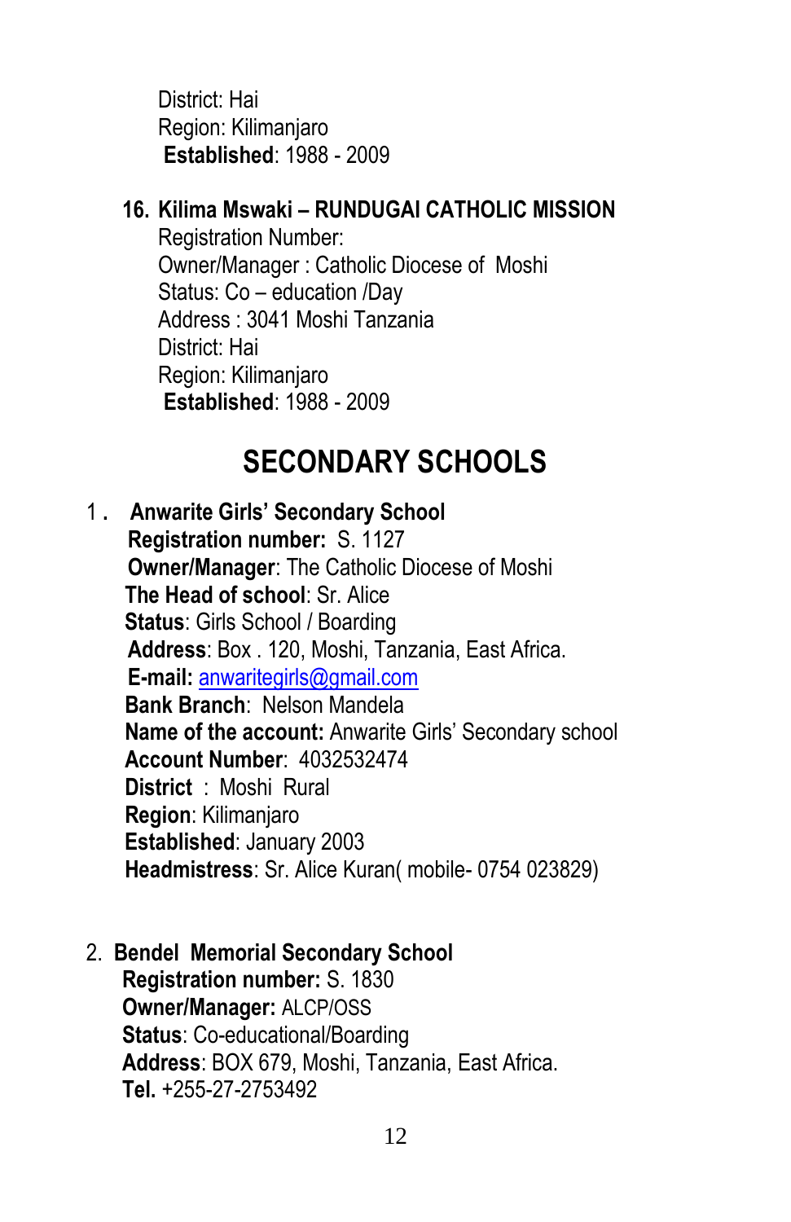District: Hai
Region: Kilimanjaro
**Established**: 1988 - 2009

16. **Kilima Mswaki – RUNDUGAI CATHOLIC MISSION**
Registration Number:
Owner/Manager : Catholic Diocese of Moshi
Status: Co – education /Day
Address : 3041 Moshi Tanzania
District: Hai
Region: Kilimanjaro
**Established**: 1988 - 2009

## SECONDARY SCHOOLS

1. **Anwarite Girls' Secondary School**
**Registration number:** S. 1127
**Owner/Manager**: The Catholic Diocese of Moshi
**The Head of school**: Sr. Alice
**Status**: Girls School / Boarding
**Address**: Box . 120, Moshi, Tanzania, East Africa.
**E-mail:** anwaritegirls@gmail.com
**Bank Branch**: Nelson Mandela
**Name of the account:** Anwarite Girls' Secondary school
**Account Number**: 4032532474
**District** : Moshi Rural
**Region**: Kilimanjaro
**Established**: January 2003
**Headmistress**: Sr. Alice Kuran( mobile- 0754 023829)

2. **Bendel Memorial Secondary School**
**Registration number:** S. 1830
**Owner/Manager:** ALCP/OSS
**Status**: Co-educational/Boarding
**Address**: BOX 679, Moshi, Tanzania, East Africa.
**Tel.** +255-27-2753492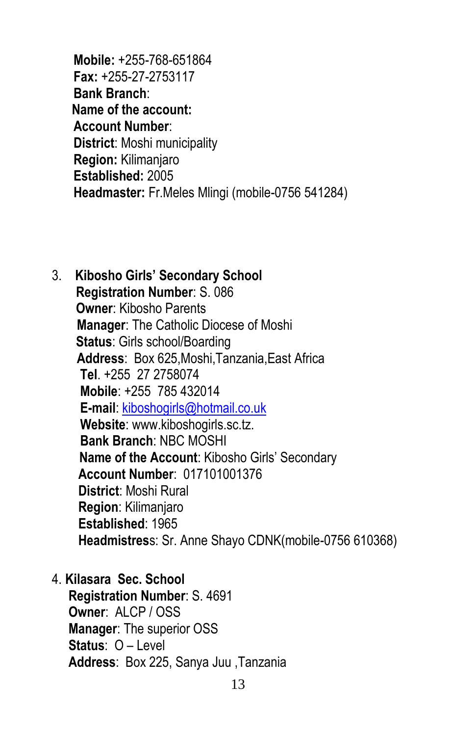**Mobile:** +255-768-651864
**Fax:** +255-27-2753117
**Bank Branch**:
**Name of the account:**
**Account Number**:
**District**: Moshi municipality
**Region:** Kilimanjaro
**Established:** 2005
**Headmaster:** Fr.Meles Mlingi (mobile-0756 541284)

3. **Kibosho Girls' Secondary School**
   **Registration Number**: S. 086
   **Owner**: Kibosho Parents
   **Manager**: The Catholic Diocese of Moshi
   **Status**: Girls school/Boarding
   **Address**: Box 625,Moshi,Tanzania,East Africa
   **Tel**. +255 27 2758074
   **Mobile**: +255 785 432014
   **E-mail**: kiboshogirls@hotmail.co.uk
   **Website**: www.kiboshogirls.sc.tz.
   **Bank Branch**: NBC MOSHI
   **Name of the Account**: Kibosho Girls' Secondary
   **Account Number**: 017101001376
   **District**: Moshi Rural
   **Region**: Kilimanjaro
   **Established**: 1965
   **Headmistress**: Sr. Anne Shayo CDNK(mobile-0756 610368)

4. **Kilasara Sec. School**
   **Registration Number**: S. 4691
   **Owner**: ALCP / OSS
   **Manager**: The superior OSS
   **Status**: O – Level
   **Address**: Box 225, Sanya Juu ,Tanzania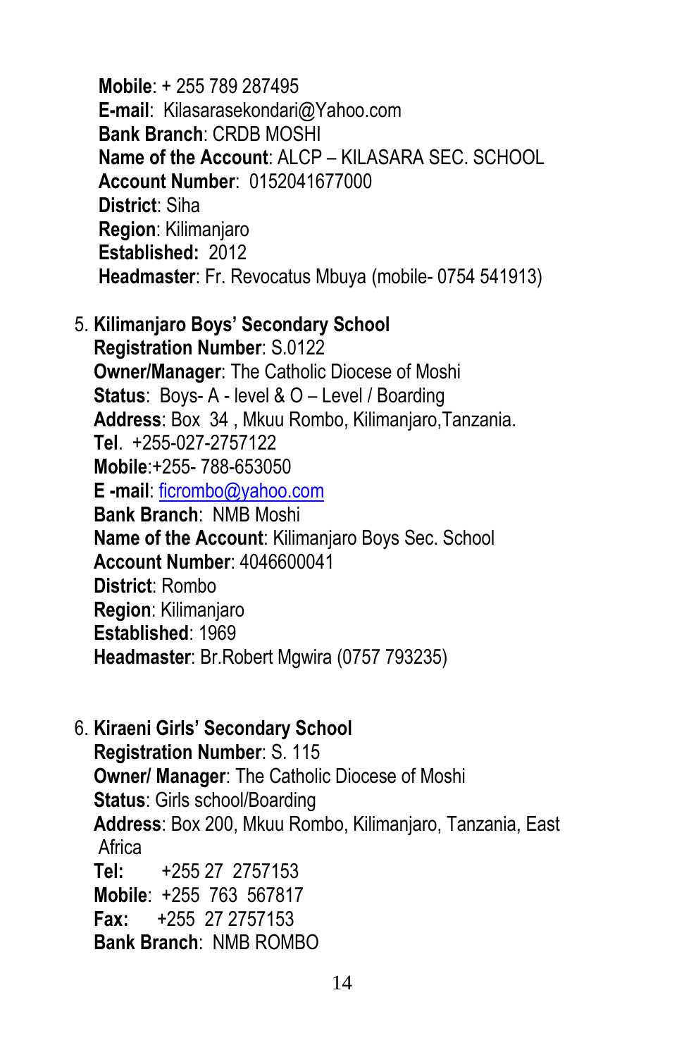**Mobile**: + 255 789 287495
**E-mail**: Kilasarasekondari@Yahoo.com
**Bank Branch**: CRDB MOSHI
**Name of the Account**: ALCP – KILASARA SEC. SCHOOL
**Account Number**: 0152041677000
**District**: Siha
**Region**: Kilimanjaro
**Established:** 2012
**Headmaster**: Fr. Revocatus Mbuya (mobile- 0754 541913)

5. **Kilimanjaro Boys' Secondary School**
   **Registration Number**: S.0122
   **Owner/Manager**: The Catholic Diocese of Moshi
   **Status**: Boys- A - level & O – Level / Boarding
   **Address**: Box 34 , Mkuu Rombo, Kilimanjaro,Tanzania.
   **Tel**. +255-027-2757122
   **Mobile**:+255- 788-653050
   **E -mail**: ficrombo@yahoo.com
   **Bank Branch**: NMB Moshi
   **Name of the Account**: Kilimanjaro Boys Sec. School
   **Account Number**: 4046600041
   **District**: Rombo
   **Region**: Kilimanjaro
   **Established**: 1969
   **Headmaster**: Br.Robert Mgwira (0757 793235)

6. **Kiraeni Girls' Secondary School**
   **Registration Number**: S. 115
   **Owner/ Manager**: The Catholic Diocese of Moshi
   **Status**: Girls school/Boarding
   **Address**: Box 200, Mkuu Rombo, Kilimanjaro, Tanzania, East Africa
   **Tel:** +255 27 2757153
   **Mobile**: +255 763 567817
   **Fax:** +255 27 2757153
   **Bank Branch**: NMB ROMBO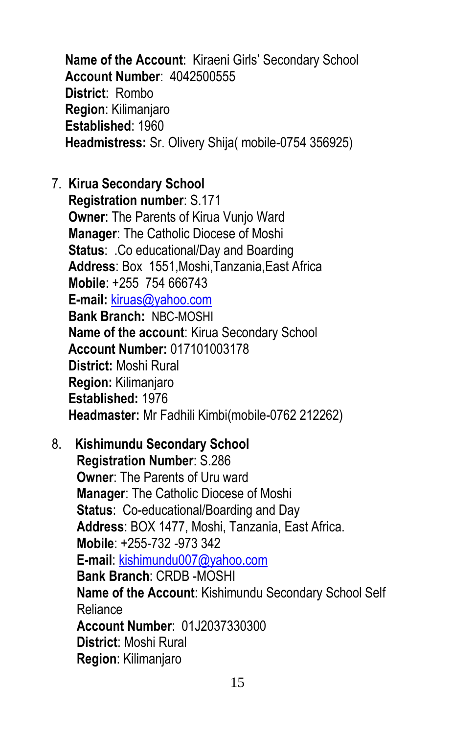**Name of the Account**: Kiraeni Girls' Secondary School
**Account Number**: 4042500555
**District**: Rombo
**Region**: Kilimanjaro
**Established**: 1960
**Headmistress:** Sr. Olivery Shija( mobile-0754 356925)

7. **Kirua Secondary School**
   **Registration number**: S.171
   **Owner**: The Parents of Kirua Vunjo Ward
   **Manager**: The Catholic Diocese of Moshi
   **Status**: .Co educational/Day and Boarding
   **Address**: Box 1551,Moshi,Tanzania,East Africa
   **Mobile**: +255 754 666743
   **E-mail:** kiruas@yahoo.com
   **Bank Branch:** NBC-MOSHI
   **Name of the account**: Kirua Secondary School
   **Account Number:** 017101003178
   **District:** Moshi Rural
   **Region:** Kilimanjaro
   **Established:** 1976
   **Headmaster:** Mr Fadhili Kimbi(mobile-0762 212262)

8. **Kishimundu Secondary School**
   **Registration Number**: S.286
   **Owner**: The Parents of Uru ward
   **Manager**: The Catholic Diocese of Moshi
   **Status**: Co-educational/Boarding and Day
   **Address**: BOX 1477, Moshi, Tanzania, East Africa.
   **Mobile**: +255-732 -973 342
   **E-mail**: kishimundu007@yahoo.com
   **Bank Branch**: CRDB -MOSHI
   **Name of the Account**: Kishimundu Secondary School Self Reliance
   **Account Number**: 01J2037330300
   **District**: Moshi Rural
   **Region**: Kilimanjaro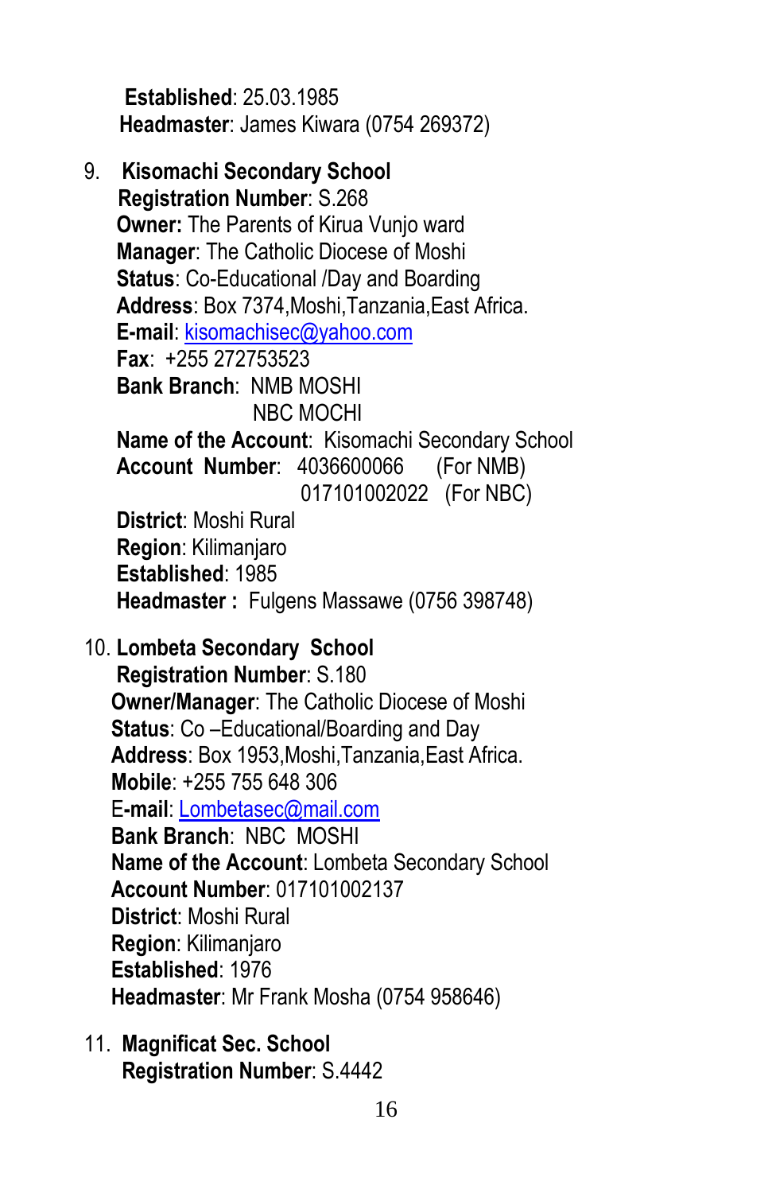**Established**: 25.03.1985
**Headmaster**: James Kiwara (0754 269372)

9. **Kisomachi Secondary School**
   **Registration Number**: S.268
   **Owner:** The Parents of Kirua Vunjo ward
   **Manager**: The Catholic Diocese of Moshi
   **Status**: Co-Educational /Day and Boarding
   **Address**: Box 7374,Moshi,Tanzania,East Africa.
   **E-mail**: kisomachisec@yahoo.com
   **Fax**: +255 272753523
   **Bank Branch**: NMB MOSHI
   NBC MOCHI
   **Name of the Account**: Kisomachi Secondary School
   **Account Number**: 4036600066 (For NMB)
   017101002022 (For NBC)
   **District**: Moshi Rural
   **Region**: Kilimanjaro
   **Established**: 1985
   **Headmaster :** Fulgens Massawe (0756 398748)

10. **Lombeta Secondary School**
    **Registration Number**: S.180
    **Owner/Manager**: The Catholic Diocese of Moshi
    **Status**: Co –Educational/Boarding and Day
    **Address**: Box 1953,Moshi,Tanzania,East Africa.
    **Mobile**: +255 755 648 306
    E**-mail**: Lombetasec@mail.com
    **Bank Branch**: NBC MOSHI
    **Name of the Account**: Lombeta Secondary School
    **Account Number**: 017101002137
    **District**: Moshi Rural
    **Region**: Kilimanjaro
    **Established**: 1976
    **Headmaster**: Mr Frank Mosha (0754 958646)

11. **Magnificat Sec. School**
    **Registration Number**: S.4442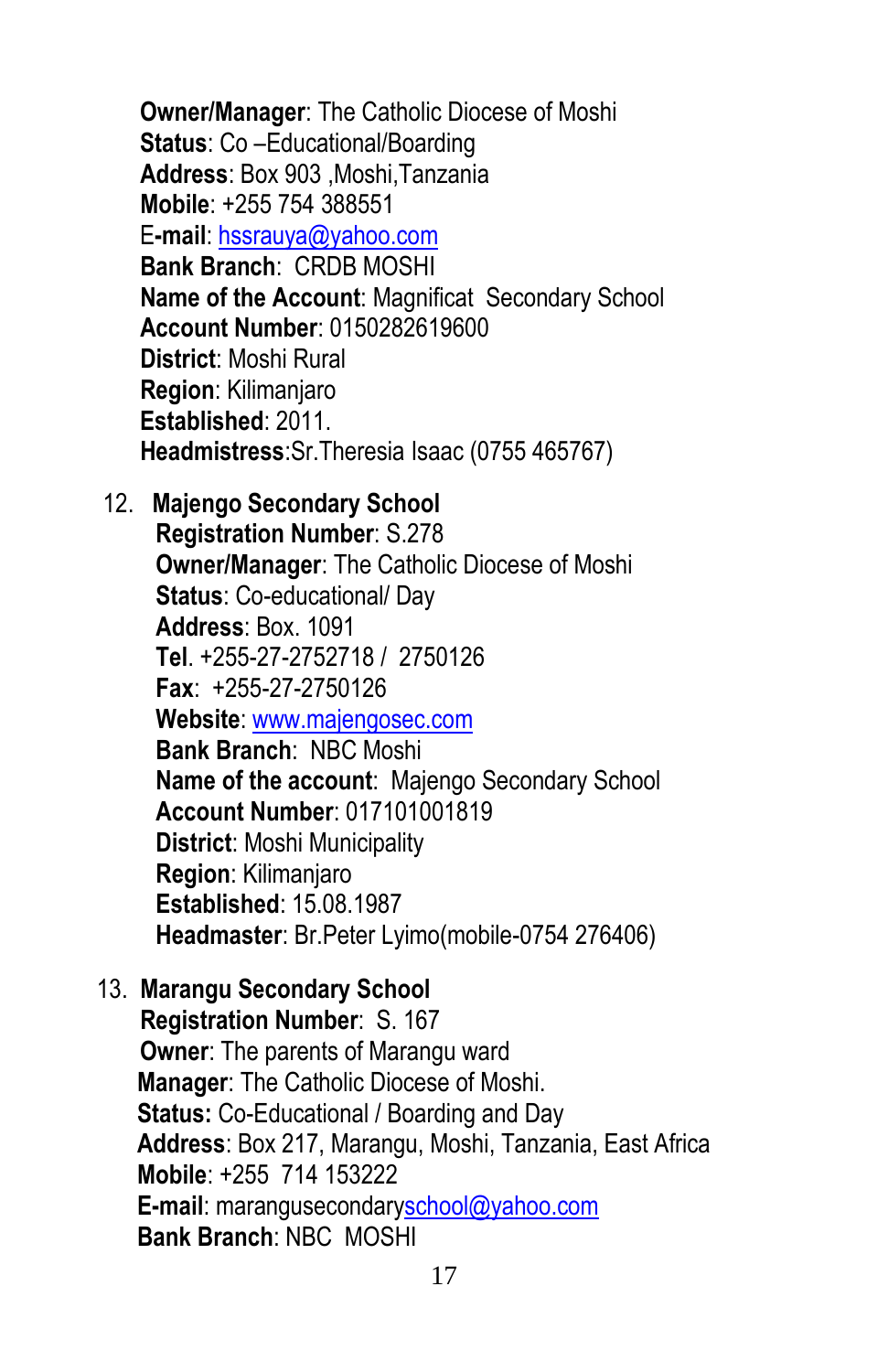**Owner/Manager**: The Catholic Diocese of Moshi
**Status**: Co –Educational/Boarding
**Address**: Box 903 ,Moshi,Tanzania
**Mobile**: +255 754 388551
E-**mail**: hssrauya@yahoo.com
**Bank Branch**: CRDB MOSHI
**Name of the Account**: Magnificat Secondary School
**Account Number**: 0150282619600
**District**: Moshi Rural
**Region**: Kilimanjaro
**Established**: 2011.
**Headmistress**:Sr.Theresia Isaac (0755 465767)

12. **Majengo Secondary School**
    **Registration Number**: S.278
    **Owner/Manager**: The Catholic Diocese of Moshi
    **Status**: Co-educational/ Day
    **Address**: Box. 1091
    **Tel**. +255-27-2752718 / 2750126
    **Fax**: +255-27-2750126
    **Website**: www.majengosec.com
    **Bank Branch**: NBC Moshi
    **Name of the account**: Majengo Secondary School
    **Account Number**: 017101001819
    **District**: Moshi Municipality
    **Region**: Kilimanjaro
    **Established**: 15.08.1987
    **Headmaster**: Br.Peter Lyimo(mobile-0754 276406)

13. **Marangu Secondary School**
    **Registration Number**: S. 167
    **Owner**: The parents of Marangu ward
    **Manager**: The Catholic Diocese of Moshi.
    **Status:** Co-Educational / Boarding and Day
    **Address**: Box 217, Marangu, Moshi, Tanzania, East Africa
    **Mobile**: +255 714 153222
    **E-mail**: marangusecondaryschool@yahoo.com
    **Bank Branch**: NBC MOSHI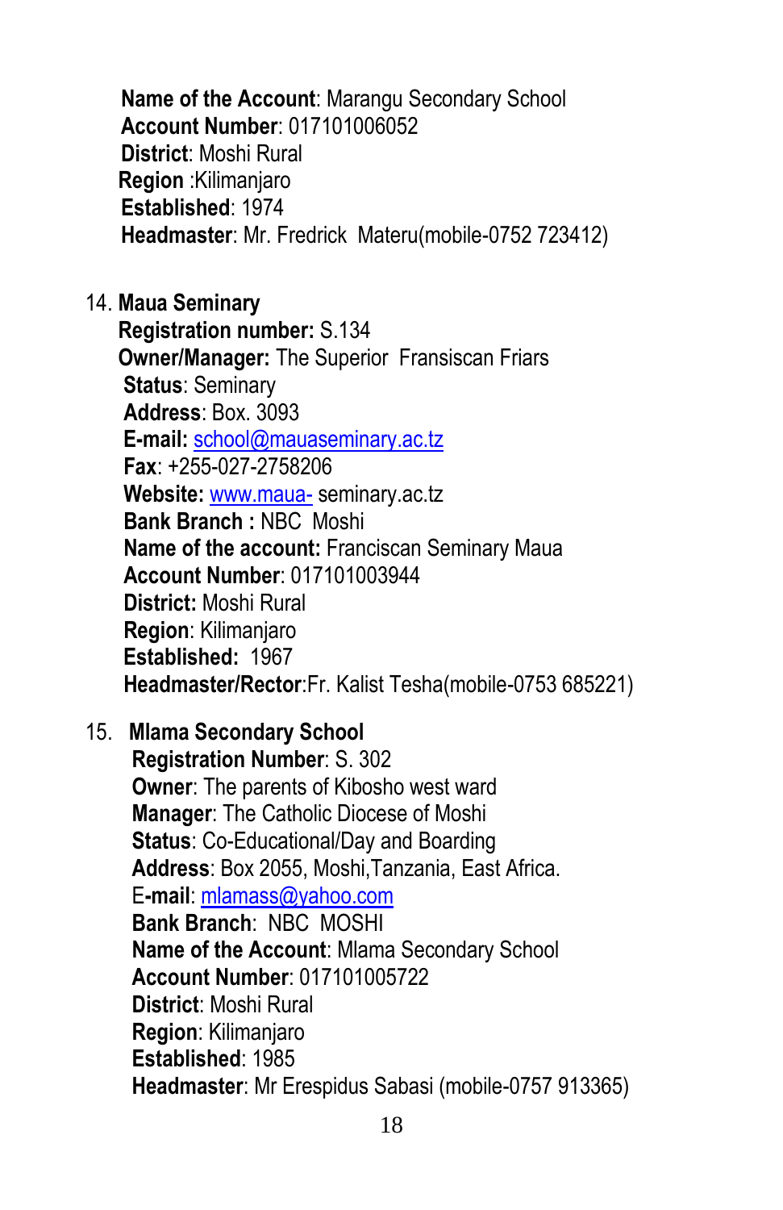**Name of the Account**: Marangu Secondary School
**Account Number**: 017101006052
**District**: Moshi Rural
**Region** :Kilimanjaro
**Established**: 1974
**Headmaster**: Mr. Fredrick Materu(mobile-0752 723412)

14. **Maua Seminary**
    **Registration number:** S.134
    **Owner/Manager:** The Superior Fransiscan Friars
    **Status**: Seminary
    **Address**: Box. 3093
    **E-mail:** school@mauaseminary.ac.tz
    **Fax**: +255-027-2758206
    **Website:** www.maua- seminary.ac.tz
    **Bank Branch :** NBC Moshi
    **Name of the account:** Franciscan Seminary Maua
    **Account Number**: 017101003944
    **District:** Moshi Rural
    **Region**: Kilimanjaro
    **Established:** 1967
    **Headmaster/Rector**:Fr. Kalist Tesha(mobile-0753 685221)

15. **Mlama Secondary School**
    **Registration Number**: S. 302
    **Owner**: The parents of Kibosho west ward
    **Manager**: The Catholic Diocese of Moshi
    **Status**: Co-Educational/Day and Boarding
    **Address**: Box 2055, Moshi,Tanzania, East Africa.
    E-**mail**: mlamass@yahoo.com
    **Bank Branch**: NBC MOSHI
    **Name of the Account**: Mlama Secondary School
    **Account Number**: 017101005722
    **District**: Moshi Rural
    **Region**: Kilimanjaro
    **Established**: 1985
    **Headmaster**: Mr Erespidus Sabasi (mobile-0757 913365)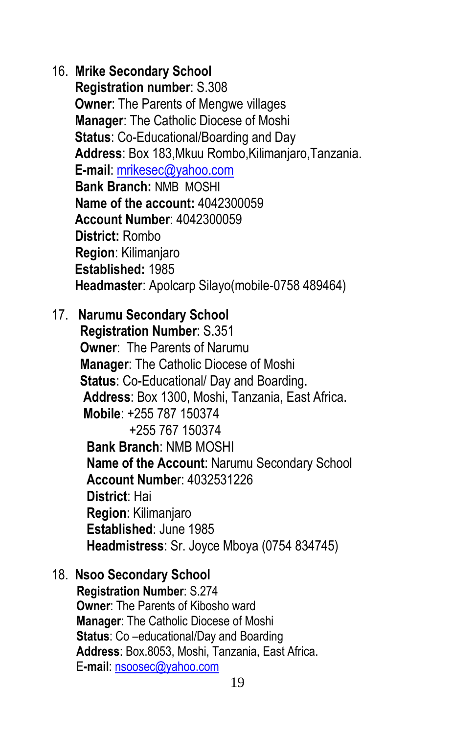16. **Mrike Secondary School**
    **Registration number**: S.308
    **Owner**: The Parents of Mengwe villages
    **Manager**: The Catholic Diocese of Moshi
    **Status**: Co-Educational/Boarding and Day
    **Address**: Box 183,Mkuu Rombo,Kilimanjaro,Tanzania.
    **E-mail**: mrikesec@yahoo.com
    **Bank Branch:** NMB MOSHI
    **Name of the account:** 4042300059
    **Account Number**: 4042300059
    **District:** Rombo
    **Region**: Kilimanjaro
    **Established:** 1985
    **Headmaster**: Apolcarp Silayo(mobile-0758 489464)

17. **Narumu Secondary School**
    **Registration Number**: S.351
    **Owner**: The Parents of Narumu
    **Manager**: The Catholic Diocese of Moshi
    **Status**: Co-Educational/ Day and Boarding.
    **Address**: Box 1300, Moshi, Tanzania, East Africa.
    **Mobile**: +255 787 150374
    +255 767 150374
    **Bank Branch**: NMB MOSHI
    **Name of the Account**: Narumu Secondary School
    **Account Number**: 4032531226
    **District**: Hai
    **Region**: Kilimanjaro
    **Established**: June 1985
    **Headmistress**: Sr. Joyce Mboya (0754 834745)

18. **Nsoo Secondary School**
    **Registration Number**: S.274
    **Owner**: The Parents of Kibosho ward
    **Manager**: The Catholic Diocese of Moshi
    **Status**: Co –educational/Day and Boarding
    **Address**: Box.8053, Moshi, Tanzania, East Africa.
    **E-mail**: nsoosec@yahoo.com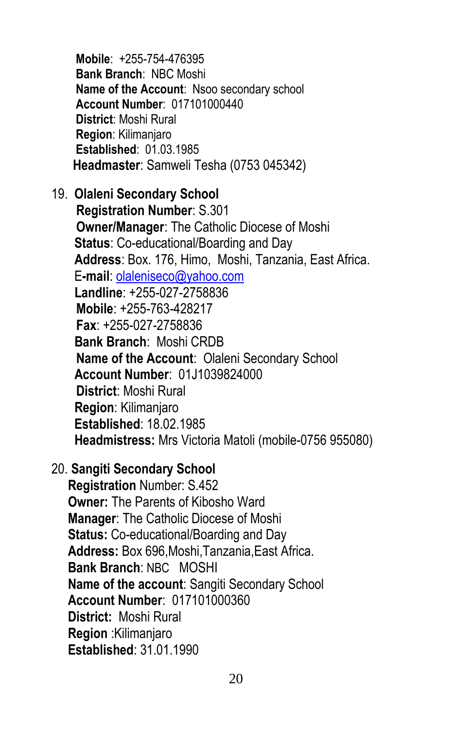**Mobile**: +255-754-476395
**Bank Branch**: NBC Moshi
**Name of the Account**: Nsoo secondary school
**Account Number**: 017101000440
**District**: Moshi Rural
**Region**: Kilimanjaro
**Established**: 01.03.1985
**Headmaster**: Samweli Tesha (0753 045342)

19. **Olaleni Secondary School**
    **Registration Number**: S.301
    **Owner/Manager**: The Catholic Diocese of Moshi
    **Status**: Co-educational/Boarding and Day
    **Address**: Box. 176, Himo, Moshi, Tanzania, East Africa.
    E**-mail**: olaleniseco@yahoo.com
    **Landline**: +255-027-2758836
    **Mobile**: +255-763-428217
    **Fax**: +255-027-2758836
    **Bank Branch**: Moshi CRDB
    **Name of the Account**: Olaleni Secondary School
    **Account Number**: 01J1039824000
    **District**: Moshi Rural
    **Region**: Kilimanjaro
    **Established**: 18.02.1985
    **Headmistress:** Mrs Victoria Matoli (mobile-0756 955080)

20. **Sangiti Secondary School**
    **Registration** Number: S.452
    **Owner:** The Parents of Kibosho Ward
    **Manager**: The Catholic Diocese of Moshi
    **Status:** Co-educational/Boarding and Day
    **Address:** Box 696,Moshi,Tanzania,East Africa.
    **Bank Branch**: NBC MOSHI
    **Name of the account**: Sangiti Secondary School
    **Account Number**: 017101000360
    **District:** Moshi Rural
    **Region** :Kilimanjaro
    **Established**: 31.01.1990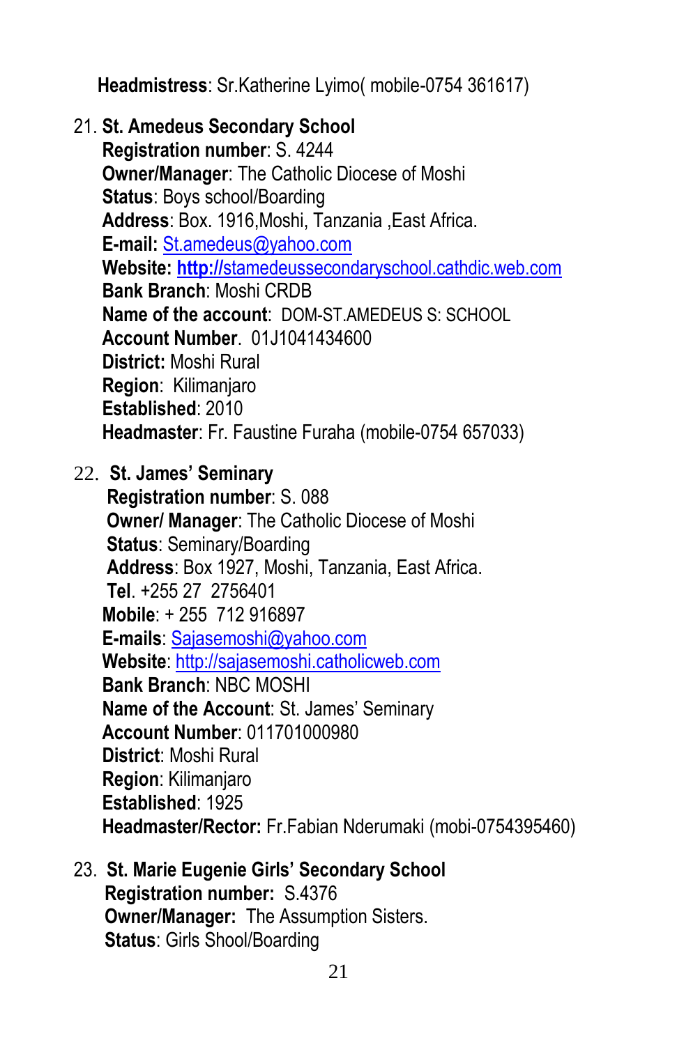**Headmistress**: Sr.Katherine Lyimo( mobile-0754 361617)

21. **St. Amedeus Secondary School**
    **Registration number**: S. 4244
    **Owner/Manager**: The Catholic Diocese of Moshi
    **Status**: Boys school/Boarding
    **Address**: Box. 1916,Moshi, Tanzania ,East Africa.
    **E-mail:** St.amedeus@yahoo.com
    **Website: http://**stamedeussecondaryschool.cathdic.web.com
    **Bank Branch**: Moshi CRDB
    **Name of the account**: DOM-ST.AMEDEUS S: SCHOOL
    **Account Number**. 01J1041434600
    **District:** Moshi Rural
    **Region**: Kilimanjaro
    **Established**: 2010
    **Headmaster**: Fr. Faustine Furaha (mobile-0754 657033)

22. **St. James' Seminary**
    **Registration number**: S. 088
    **Owner/ Manager**: The Catholic Diocese of Moshi
    **Status**: Seminary/Boarding
    **Address**: Box 1927, Moshi, Tanzania, East Africa.
    **Tel**. +255 27 2756401
    **Mobile**: + 255 712 916897
    **E-mails**: Sajasemoshi@yahoo.com
    **Website**: http://sajasemoshi.catholicweb.com
    **Bank Branch**: NBC MOSHI
    **Name of the Account**: St. James' Seminary
    **Account Number**: 011701000980
    **District**: Moshi Rural
    **Region**: Kilimanjaro
    **Established**: 1925
    **Headmaster/Rector:** Fr.Fabian Nderumaki (mobi-0754395460)

23. **St. Marie Eugenie Girls' Secondary School**
    **Registration number:** S.4376
    **Owner/Manager:** The Assumption Sisters.
    **Status**: Girls Shool/Boarding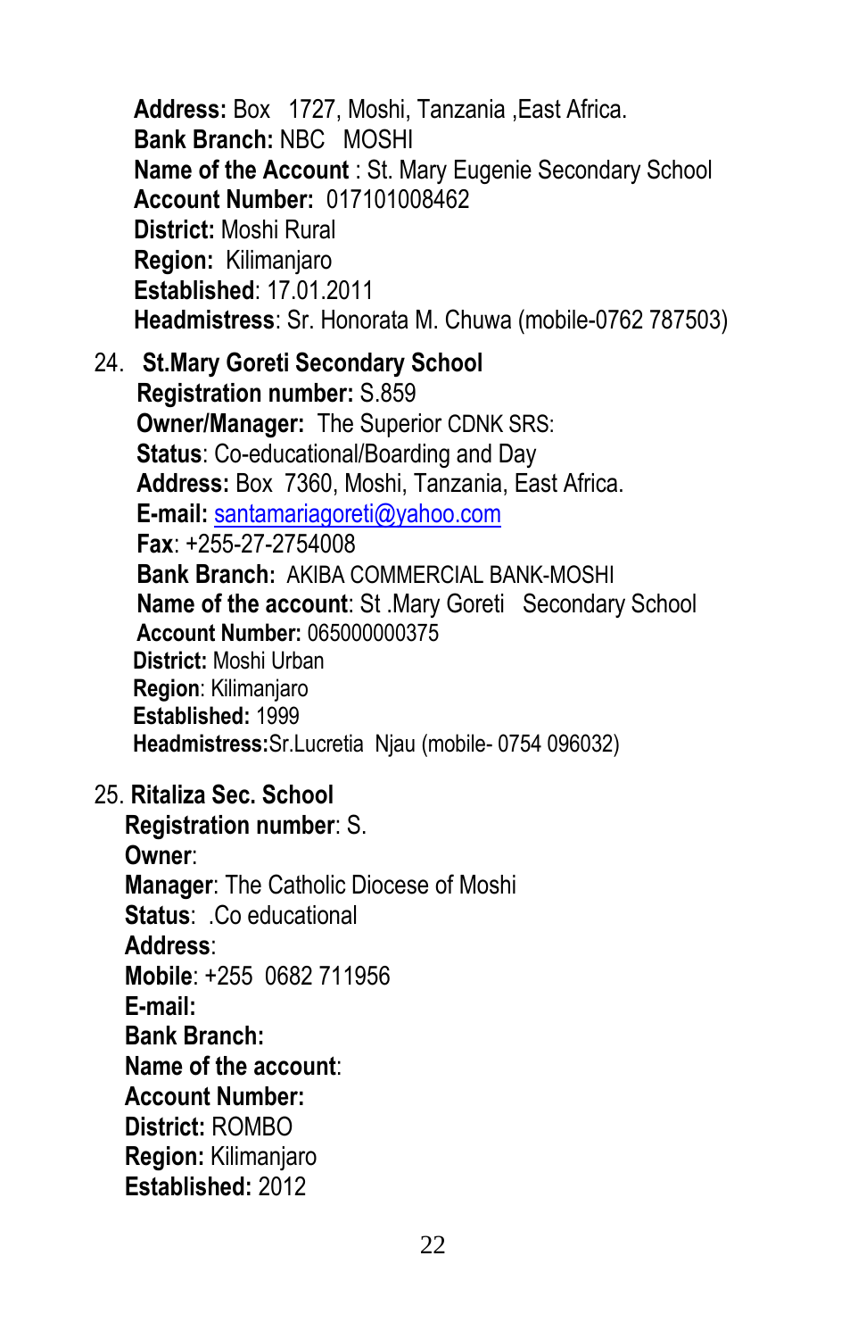**Address:** Box 1727, Moshi, Tanzania ,East Africa.
**Bank Branch:** NBC MOSHI
**Name of the Account** : St. Mary Eugenie Secondary School
**Account Number:** 017101008462
**District:** Moshi Rural
**Region:** Kilimanjaro
**Established**: 17.01.2011
**Headmistress**: Sr. Honorata M. Chuwa (mobile-0762 787503)

24. **St.Mary Goreti Secondary School**
**Registration number:** S.859
**Owner/Manager:** The Superior CDNK SRS:
**Status**: Co-educational/Boarding and Day
**Address:** Box 7360, Moshi, Tanzania, East Africa.
**E-mail:** santamariagoreti@yahoo.com
**Fax**: +255-27-2754008
**Bank Branch:** AKIBA COMMERCIAL BANK-MOSHI
**Name of the account**: St .Mary Goreti Secondary School
**Account Number:** 065000000375
**District:** Moshi Urban
**Region**: Kilimanjaro
**Established:** 1999
**Headmistress:**Sr.Lucretia Njau (mobile- 0754 096032)

25. **Ritaliza Sec. School**
**Registration number**: S.
**Owner**:
**Manager**: The Catholic Diocese of Moshi
**Status**: .Co educational
**Address**:
**Mobile**: +255 0682 711956
**E-mail:**
**Bank Branch:**
**Name of the account**:
**Account Number:**
**District:** ROMBO
**Region:** Kilimanjaro
**Established:** 2012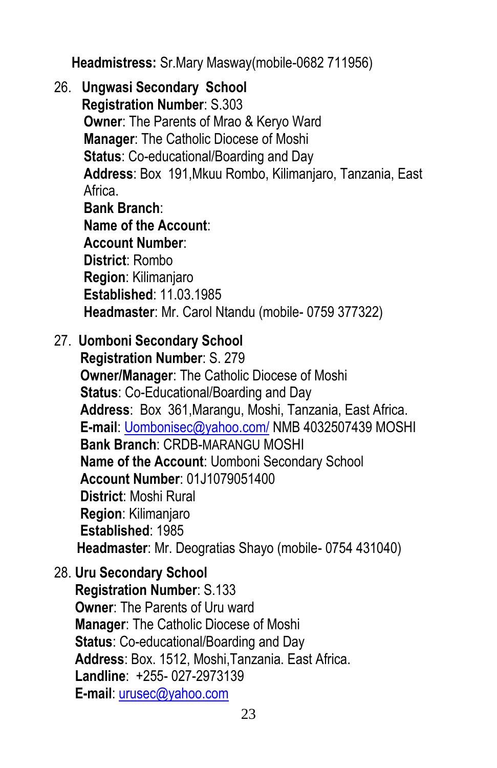**Headmistress:** Sr.Mary Masway(mobile-0682 711956)

26. **Ungwasi Secondary School**
    **Registration Number**: S.303
    **Owner**: The Parents of Mrao & Keryo Ward
    **Manager**: The Catholic Diocese of Moshi
    **Status**: Co-educational/Boarding and Day
    **Address**: Box 191,Mkuu Rombo, Kilimanjaro, Tanzania, East Africa.
    **Bank Branch**:
    **Name of the Account**:
    **Account Number**:
    **District**: Rombo
    **Region**: Kilimanjaro
    **Established**: 11.03.1985
    **Headmaster**: Mr. Carol Ntandu (mobile- 0759 377322)

27. **Uomboni Secondary School**
    **Registration Number**: S. 279
    **Owner/Manager**: The Catholic Diocese of Moshi
    **Status**: Co-Educational/Boarding and Day
    **Address**: Box 361,Marangu, Moshi, Tanzania, East Africa.
    **E-mail**: Uombonisec@yahoo.com/ NMB 4032507439 MOSHI
    **Bank Branch**: CRDB-MARANGU MOSHI
    **Name of the Account**: Uomboni Secondary School
    **Account Number**: 01J1079051400
    **District**: Moshi Rural
    **Region**: Kilimanjaro
    **Established**: 1985
    **Headmaster**: Mr. Deogratias Shayo (mobile- 0754 431040)

28. **Uru Secondary School**
    **Registration Number**: S.133
    **Owner**: The Parents of Uru ward
    **Manager**: The Catholic Diocese of Moshi
    **Status**: Co-educational/Boarding and Day
    **Address**: Box. 1512, Moshi,Tanzania. East Africa.
    **Landline**: +255- 027-2973139
    **E-mail**: urusec@yahoo.com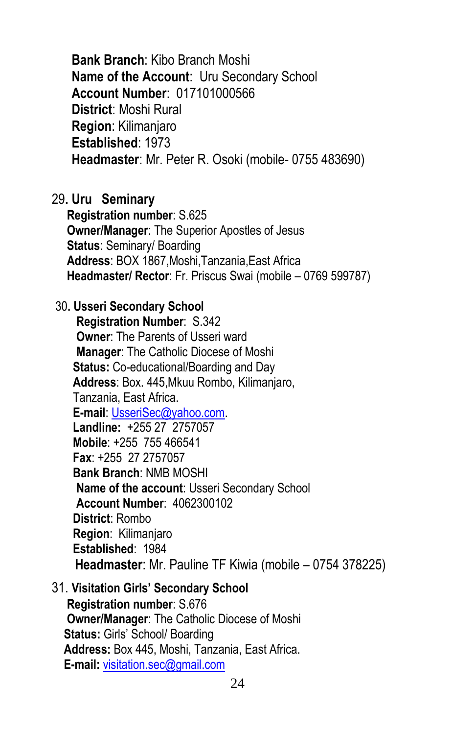**Bank Branch**: Kibo Branch Moshi
**Name of the Account**: Uru Secondary School
**Account Number**: 017101000566
**District**: Moshi Rural
**Region**: Kilimanjaro
**Established**: 1973
**Headmaster**: Mr. Peter R. Osoki (mobile- 0755 483690)

29. **Uru Seminary**
**Registration number**: S.625
**Owner/Manager**: The Superior Apostles of Jesus
**Status**: Seminary/ Boarding
**Address**: BOX 1867,Moshi,Tanzania,East Africa
**Headmaster/ Rector**: Fr. Priscus Swai (mobile – 0769 599787)

30. **Usseri Secondary School**
**Registration Number**: S.342
**Owner**: The Parents of Usseri ward
**Manager**: The Catholic Diocese of Moshi
**Status:** Co-educational/Boarding and Day
**Address**: Box. 445,Mkuu Rombo, Kilimanjaro, Tanzania, East Africa.
**E-mail**: UsseriSec@yahoo.com.
**Landline:** +255 27 2757057
**Mobile**: +255 755 466541
**Fax**: +255 27 2757057
**Bank Branch**: NMB MOSHI
**Name of the account**: Usseri Secondary School
**Account Number**: 4062300102
**District**: Rombo
**Region**: Kilimanjaro
**Established**: 1984
**Headmaster**: Mr. Pauline TF Kiwia (mobile – 0754 378225)

31. **Visitation Girls' Secondary School**
**Registration number**: S.676
**Owner/Manager**: The Catholic Diocese of Moshi
**Status:** Girls' School/ Boarding
**Address:** Box 445, Moshi, Tanzania, East Africa.
**E-mail:** visitation.sec@gmail.com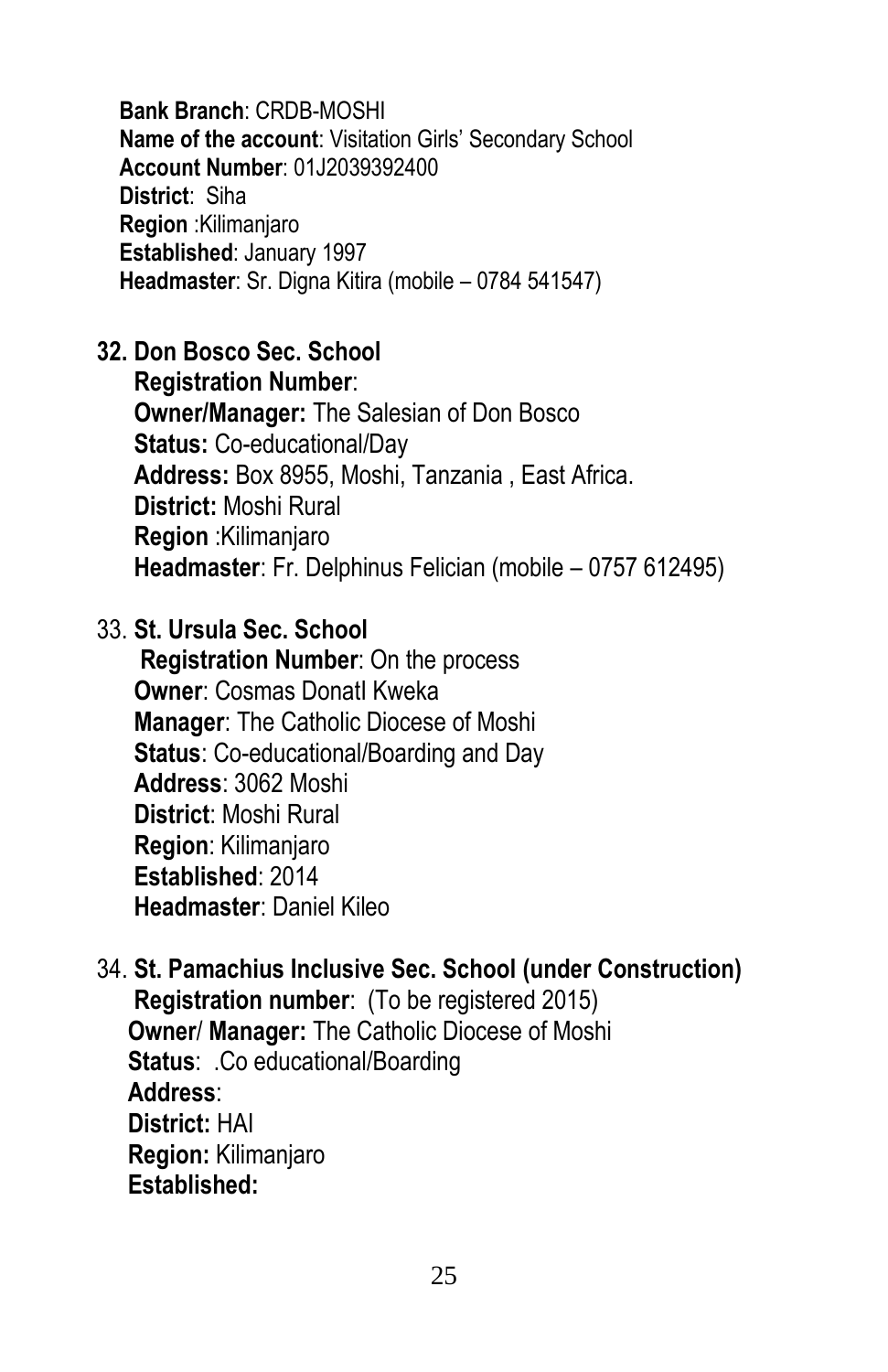**Bank Branch**: CRDB-MOSHI
**Name of the account**: Visitation Girls' Secondary School
**Account Number**: 01J2039392400
**District**: Siha
**Region** :Kilimanjaro
**Established**: January 1997
**Headmaster**: Sr. Digna Kitira (mobile – 0784 541547)

**32. Don Bosco Sec. School**

**Registration Number**:
**Owner/Manager:** The Salesian of Don Bosco
**Status:** Co-educational/Day
**Address:** Box 8955, Moshi, Tanzania , East Africa.
**District:** Moshi Rural
**Region** :Kilimanjaro
**Headmaster**: Fr. Delphinus Felician (mobile – 0757 612495)

33. **St. Ursula Sec. School**

**Registration Number**: On the process
**Owner**: Cosmas Donatl Kweka
**Manager**: The Catholic Diocese of Moshi
**Status**: Co-educational/Boarding and Day
**Address**: 3062 Moshi
**District**: Moshi Rural
**Region**: Kilimanjaro
**Established**: 2014
**Headmaster**: Daniel Kileo

34. **St. Pamachius Inclusive Sec. School (under Construction)**

**Registration number**: (To be registered 2015)
**Owner**/ **Manager:** The Catholic Diocese of Moshi
**Status**: .Co educational/Boarding
**Address**:
**District:** HAI
**Region:** Kilimanjaro
**Established:**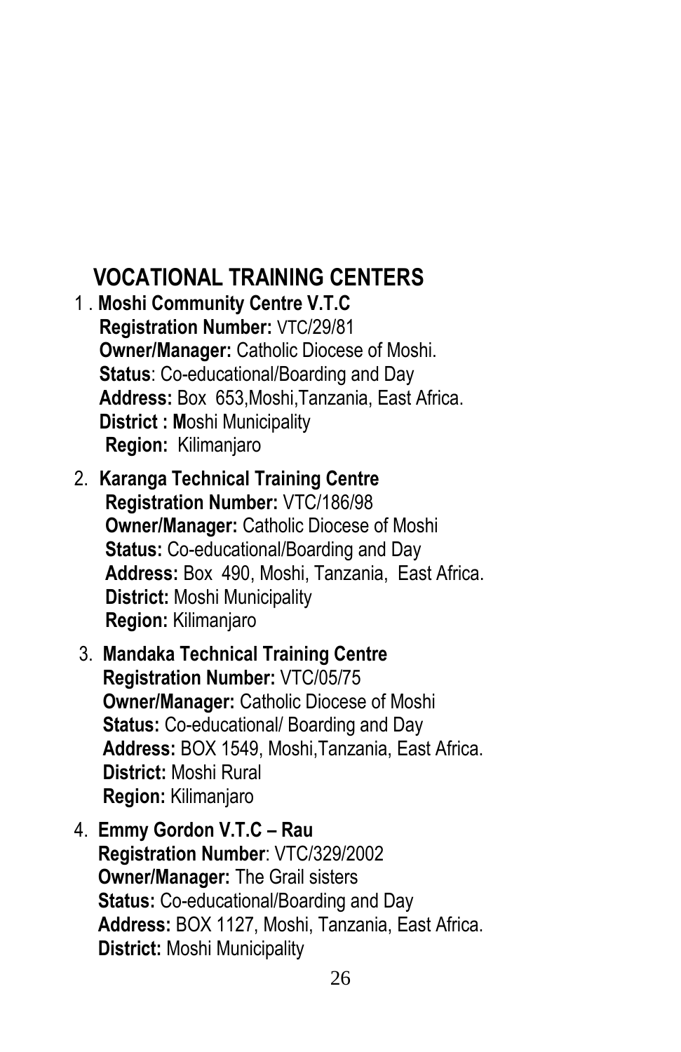## VOCATIONAL TRAINING CENTERS

1. **Moshi Community Centre V.T.C**
   **Registration Number:** VTC/29/81
   **Owner/Manager:** Catholic Diocese of Moshi.
   **Status**: Co-educational/Boarding and Day
   **Address:** Box 653,Moshi,Tanzania, East Africa.
   **District : M**oshi Municipality
   **Region:** Kilimanjaro

2. **Karanga Technical Training Centre**
   **Registration Number:** VTC/186/98
   **Owner/Manager:** Catholic Diocese of Moshi
   **Status:** Co-educational/Boarding and Day
   **Address:** Box 490, Moshi, Tanzania, East Africa.
   **District:** Moshi Municipality
   **Region:** Kilimanjaro

3. **Mandaka Technical Training Centre**
   **Registration Number:** VTC/05/75
   **Owner/Manager:** Catholic Diocese of Moshi
   **Status:** Co-educational/ Boarding and Day
   **Address:** BOX 1549, Moshi,Tanzania, East Africa.
   **District:** Moshi Rural
   **Region:** Kilimanjaro

4. **Emmy Gordon V.T.C – Rau**
   **Registration Number**: VTC/329/2002
   **Owner/Manager:** The Grail sisters
   **Status:** Co-educational/Boarding and Day
   **Address:** BOX 1127, Moshi, Tanzania, East Africa.
   **District:** Moshi Municipality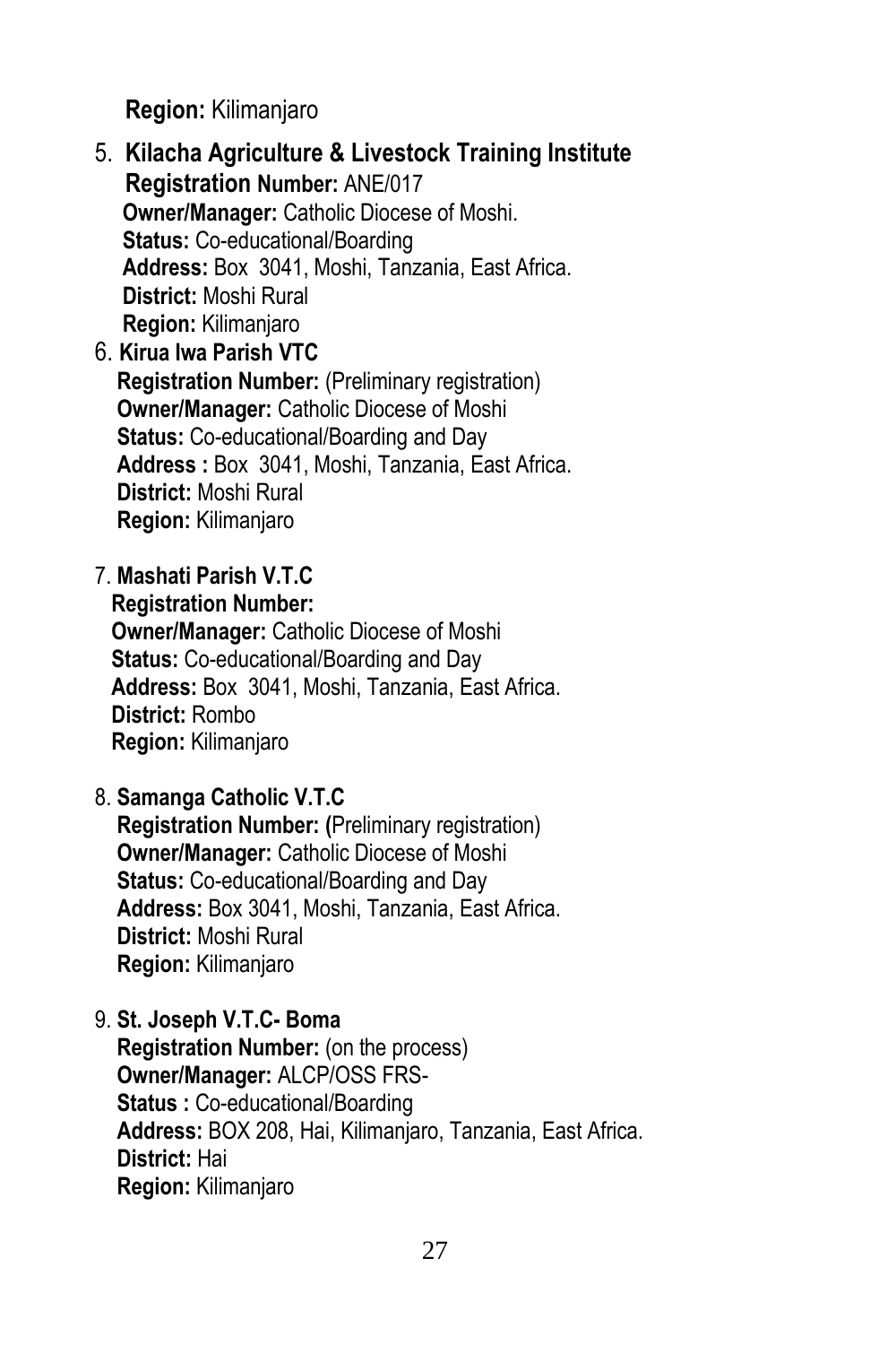**Region:** Kilimanjaro

5. **Kilacha Agriculture & Livestock Training Institute**
   **Registration Number:** ANE/017
   **Owner/Manager:** Catholic Diocese of Moshi.
   **Status:** Co-educational/Boarding
   **Address:** Box 3041, Moshi, Tanzania, East Africa.
   **District:** Moshi Rural
   **Region:** Kilimanjaro

6. **Kirua Iwa Parish VTC**
   **Registration Number:** (Preliminary registration)
   **Owner/Manager:** Catholic Diocese of Moshi
   **Status:** Co-educational/Boarding and Day
   **Address :** Box 3041, Moshi, Tanzania, East Africa.
   **District:** Moshi Rural
   **Region:** Kilimanjaro

7. **Mashati Parish V.T.C**
   **Registration Number:**
   **Owner/Manager:** Catholic Diocese of Moshi
   **Status:** Co-educational/Boarding and Day
   **Address:** Box 3041, Moshi, Tanzania, East Africa.
   **District:** Rombo
   **Region:** Kilimanjaro

8. **Samanga Catholic V.T.C**
   **Registration Number: (**Preliminary registration)
   **Owner/Manager:** Catholic Diocese of Moshi
   **Status:** Co-educational/Boarding and Day
   **Address:** Box 3041, Moshi, Tanzania, East Africa.
   **District:** Moshi Rural
   **Region:** Kilimanjaro

9. **St. Joseph V.T.C- Boma**
   **Registration Number:** (on the process)
   **Owner/Manager:** ALCP/OSS FRS-
   **Status :** Co-educational/Boarding
   **Address:** BOX 208, Hai, Kilimanjaro, Tanzania, East Africa.
   **District:** Hai
   **Region:** Kilimanjaro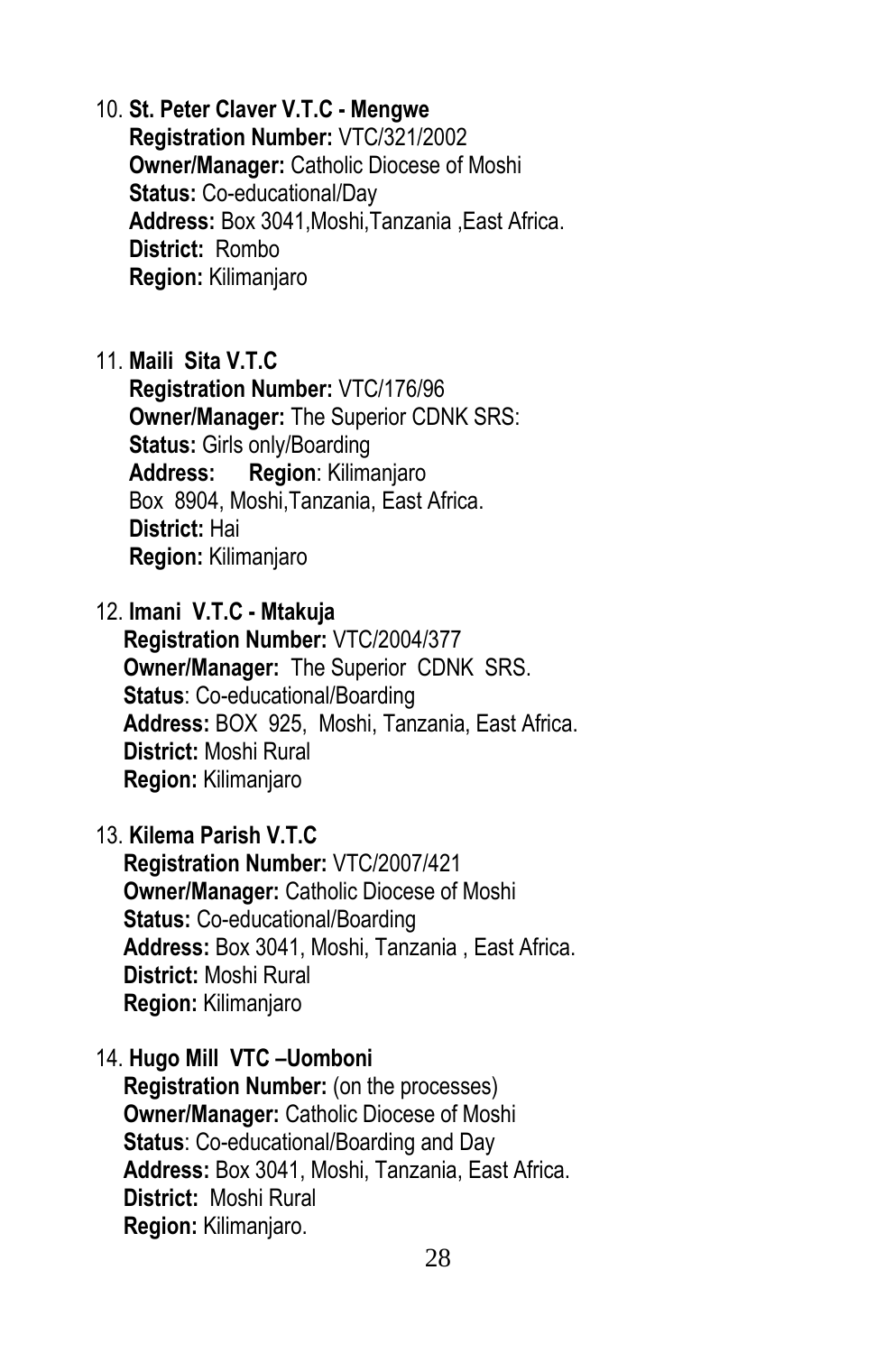10. **St. Peter Claver V.T.C - Mengwe**
    **Registration Number:** VTC/321/2002
    **Owner/Manager:** Catholic Diocese of Moshi
    **Status:** Co-educational/Day
    **Address:** Box 3041,Moshi,Tanzania ,East Africa.
    **District:** Rombo
    **Region:** Kilimanjaro

11. **Maili Sita V.T.C**
    **Registration Number:** VTC/176/96
    **Owner/Manager:** The Superior CDNK SRS:
    **Status:** Girls only/Boarding
    **Address:** **Region**: Kilimanjaro
    Box 8904, Moshi,Tanzania, East Africa.
    **District:** Hai
    **Region:** Kilimanjaro

12. **Imani V.T.C - Mtakuja**
    **Registration Number:** VTC/2004/377
    **Owner/Manager:** The Superior CDNK SRS.
    **Status**: Co-educational/Boarding
    **Address:** BOX 925, Moshi, Tanzania, East Africa.
    **District:** Moshi Rural
    **Region:** Kilimanjaro

13. **Kilema Parish V.T.C**
    **Registration Number:** VTC/2007/421
    **Owner/Manager:** Catholic Diocese of Moshi
    **Status:** Co-educational/Boarding
    **Address:** Box 3041, Moshi, Tanzania , East Africa.
    **District:** Moshi Rural
    **Region:** Kilimanjaro

14. **Hugo Mill VTC –Uomboni**
    **Registration Number:** (on the processes)
    **Owner/Manager:** Catholic Diocese of Moshi
    **Status**: Co-educational/Boarding and Day
    **Address:** Box 3041, Moshi, Tanzania, East Africa.
    **District:** Moshi Rural
    **Region:** Kilimanjaro.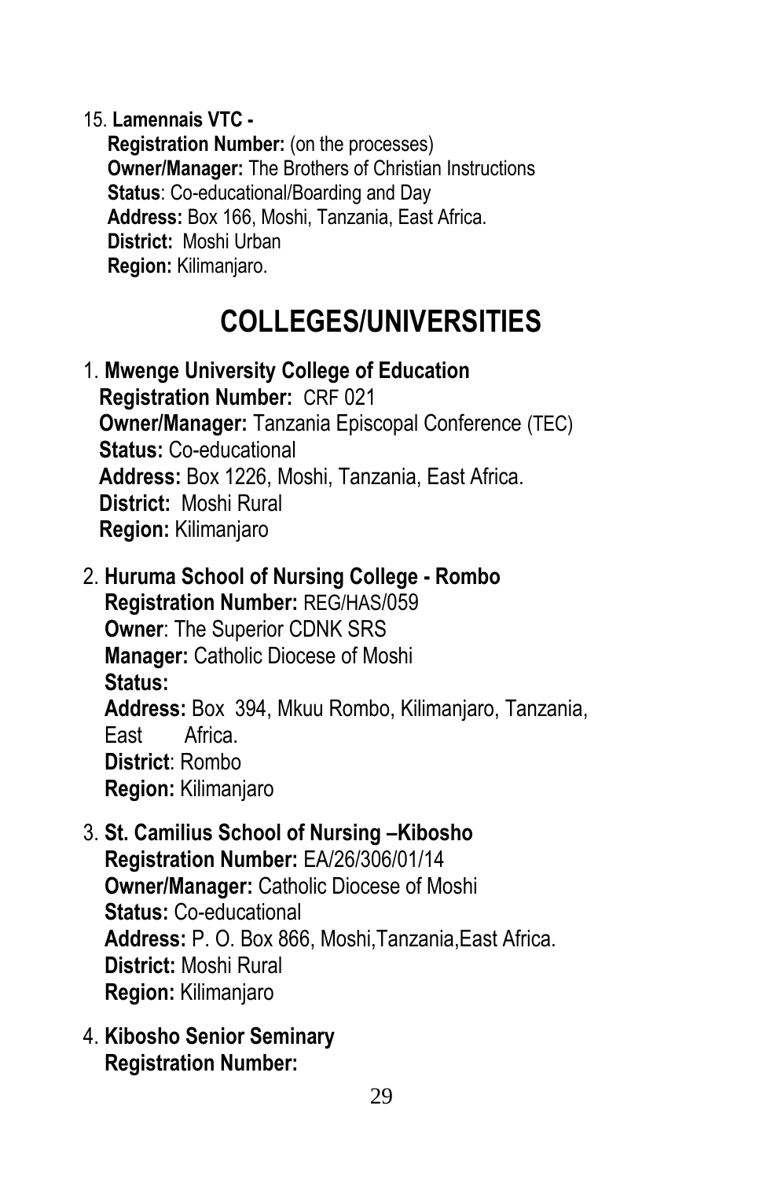15. **Lamennais VTC -**
    **Registration Number:** (on the processes)
    **Owner/Manager:** The Brothers of Christian Instructions
    **Status**: Co-educational/Boarding and Day
    **Address:** Box 166, Moshi, Tanzania, East Africa.
    **District:** Moshi Urban
    **Region:** Kilimanjaro.

## COLLEGES/UNIVERSITIES

1. **Mwenge University College of Education**
   **Registration Number:** CRF 021
   **Owner/Manager:** Tanzania Episcopal Conference (TEC)
   **Status:** Co-educational
   **Address:** Box 1226, Moshi, Tanzania, East Africa.
   **District:** Moshi Rural
   **Region:** Kilimanjaro

2. **Huruma School of Nursing College - Rombo**
   **Registration Number:** REG/HAS/059
   **Owner**: The Superior CDNK SRS
   **Manager:** Catholic Diocese of Moshi
   **Status:**
   **Address:** Box 394, Mkuu Rombo, Kilimanjaro, Tanzania, East Africa.
   **District**: Rombo
   **Region:** Kilimanjaro

3. **St. Camilius School of Nursing –Kibosho**
   **Registration Number:** EA/26/306/01/14
   **Owner/Manager:** Catholic Diocese of Moshi
   **Status:** Co-educational
   **Address:** P. O. Box 866, Moshi,Tanzania,East Africa.
   **District:** Moshi Rural
   **Region:** Kilimanjaro

4. **Kibosho Senior Seminary**
   **Registration Number:**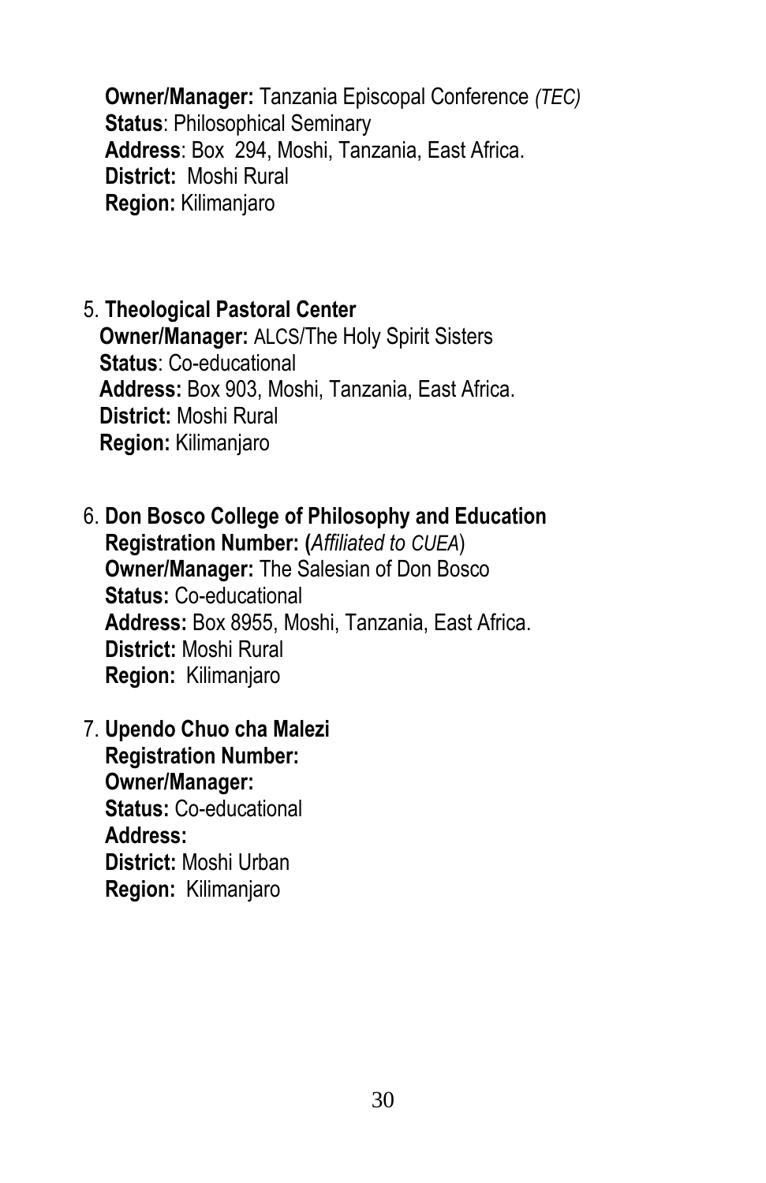**Owner/Manager:** Tanzania Episcopal Conference *(TEC)*
**Status**: Philosophical Seminary
**Address**: Box 294, Moshi, Tanzania, East Africa.
**District:** Moshi Rural
**Region:** Kilimanjaro

5. **Theological Pastoral Center**
   **Owner/Manager:** ALCS/The Holy Spirit Sisters
   **Status**: Co-educational
   **Address:** Box 903, Moshi, Tanzania, East Africa.
   **District:** Moshi Rural
   **Region:** Kilimanjaro

6. **Don Bosco College of Philosophy and Education**
   **Registration Number: (***Affiliated to CUEA*)
   **Owner/Manager:** The Salesian of Don Bosco
   **Status:** Co-educational
   **Address:** Box 8955, Moshi, Tanzania, East Africa.
   **District:** Moshi Rural
   **Region:** Kilimanjaro

7. **Upendo Chuo cha Malezi**
   **Registration Number:**
   **Owner/Manager:**
   **Status:** Co-educational
   **Address:**
   **District:** Moshi Urban
   **Region:** Kilimanjaro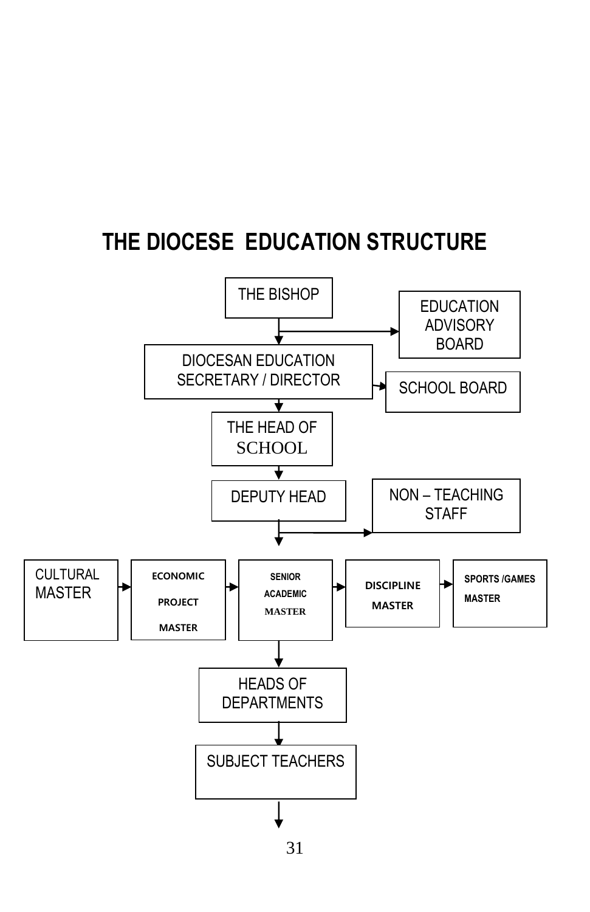# THE DIOCESE EDUCATION STRUCTURE

- THE BISHOP
  - → EDUCATION ADVISORY BOARD
- DIOCESAN EDUCATION SECRETARY / DIRECTOR
  - → SCHOOL BOARD
- THE HEAD OF SCHOOL
- DEPUTY HEAD
  - → NON – TEACHING STAFF
- CULTURAL MASTER → ECONOMIC PROJECT MASTER → SENIOR ACADEMIC MASTER → DISCIPLINE MASTER → SPORTS /GAMES MASTER
- HEADS OF DEPARTMENTS
- SUBJECT TEACHERS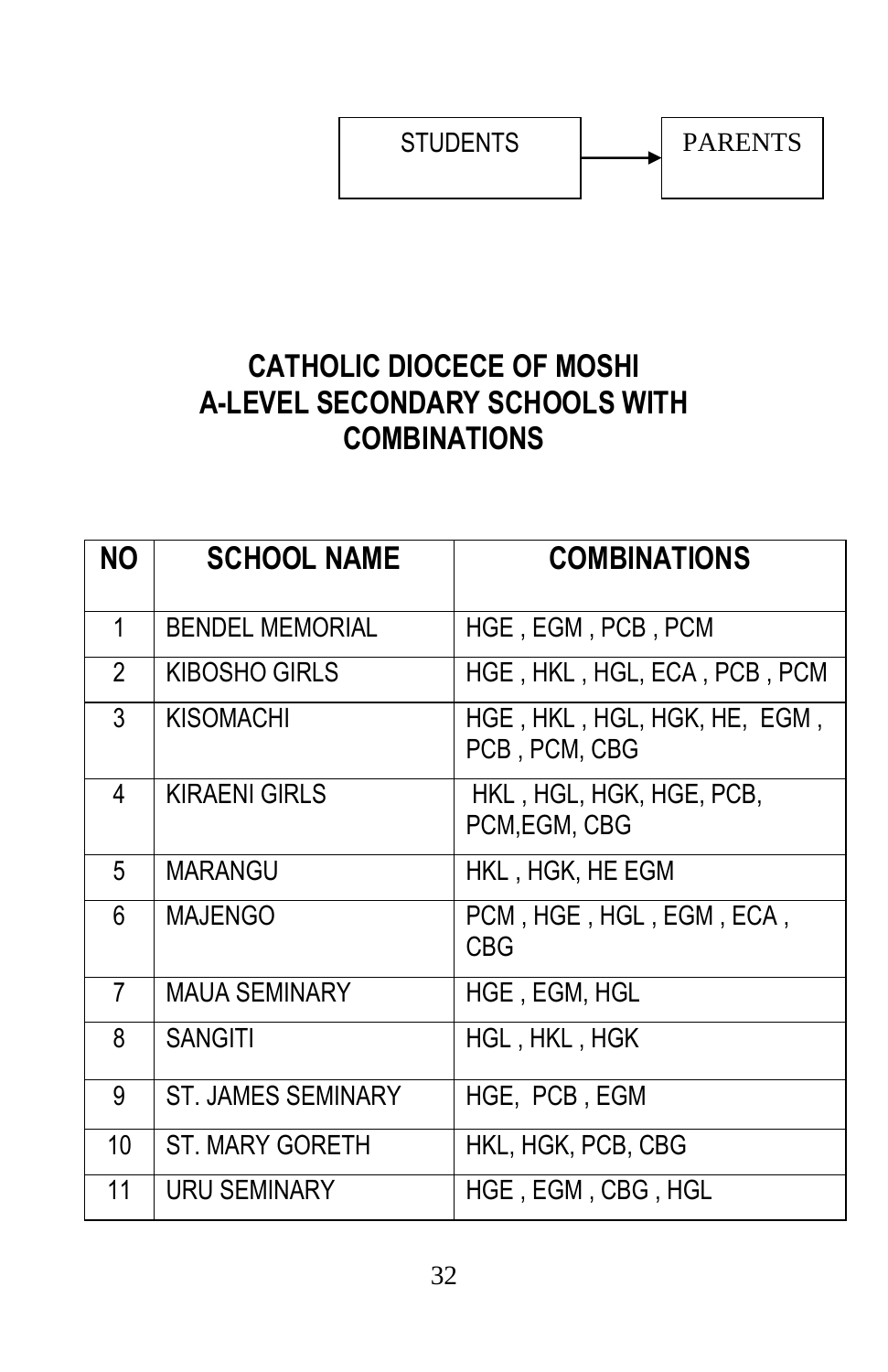STUDENTS → PARENTS

## CATHOLIC DIOCECE OF MOSHI A-LEVEL SECONDARY SCHOOLS WITH COMBINATIONS

| NO | SCHOOL NAME | COMBINATIONS |
|---|---|---|
| 1 | BENDEL MEMORIAL | HGE , EGM , PCB , PCM |
| 2 | KIBOSHO GIRLS | HGE , HKL , HGL, ECA , PCB , PCM |
| 3 | KISOMACHI | HGE , HKL , HGL, HGK, HE, EGM , PCB , PCM, CBG |
| 4 | KIRAENI GIRLS | HKL , HGL, HGK, HGE, PCB, PCM,EGM, CBG |
| 5 | MARANGU | HKL , HGK, HE EGM |
| 6 | MAJENGO | PCM , HGE , HGL , EGM , ECA , CBG |
| 7 | MAUA SEMINARY | HGE , EGM, HGL |
| 8 | SANGITI | HGL , HKL , HGK |
| 9 | ST. JAMES SEMINARY | HGE, PCB , EGM |
| 10 | ST. MARY GORETH | HKL, HGK, PCB, CBG |
| 11 | URU SEMINARY | HGE , EGM , CBG , HGL |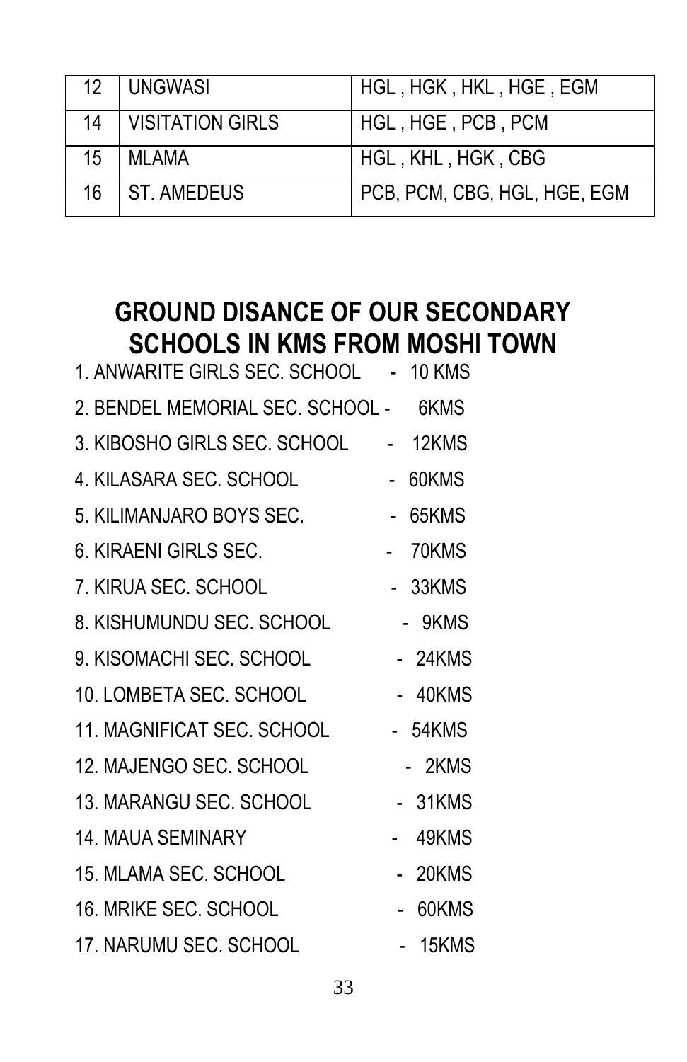| 12 | UNGWASI | HGL , HGK , HKL , HGE , EGM |
|---|---|---|
| 14 | VISITATION GIRLS | HGL , HGE , PCB , PCM |
| 15 | MLAMA | HGL , KHL , HGK , CBG |
| 16 | ST. AMEDEUS | PCB, PCM, CBG, HGL, HGE, EGM |

## GROUND DISANCE OF OUR SECONDARY SCHOOLS IN KMS FROM MOSHI TOWN

1. ANWARITE GIRLS SEC. SCHOOL - 10 KMS
2. BENDEL MEMORIAL SEC. SCHOOL - 6KMS
3. KIBOSHO GIRLS SEC. SCHOOL - 12KMS
4. KILASARA SEC. SCHOOL - 60KMS
5. KILIMANJARO BOYS SEC. - 65KMS
6. KIRAENI GIRLS SEC. - 70KMS
7. KIRUA SEC. SCHOOL - 33KMS
8. KISHUMUNDU SEC. SCHOOL - 9KMS
9. KISOMACHI SEC. SCHOOL - 24KMS
10. LOMBETA SEC. SCHOOL - 40KMS
11. MAGNIFICAT SEC. SCHOOL - 54KMS
12. MAJENGO SEC. SCHOOL - 2KMS
13. MARANGU SEC. SCHOOL - 31KMS
14. MAUA SEMINARY - 49KMS
15. MLAMA SEC. SCHOOL - 20KMS
16. MRIKE SEC. SCHOOL - 60KMS
17. NARUMU SEC. SCHOOL - 15KMS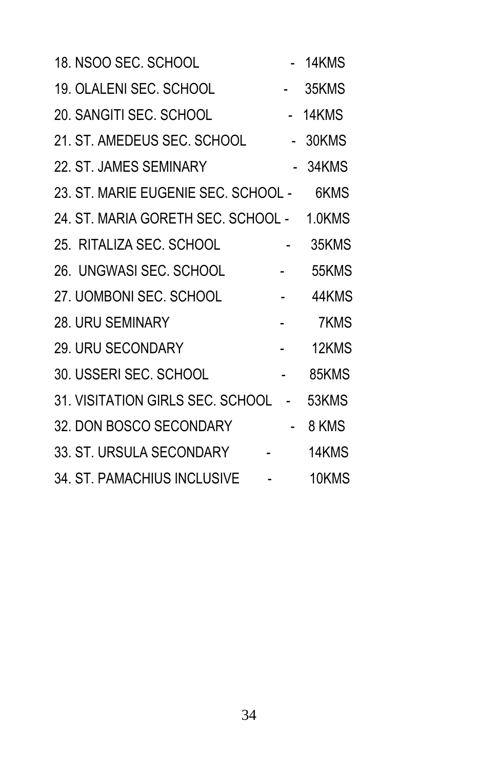18. NSOO SEC. SCHOOL - 14KMS
19. OLALENI SEC. SCHOOL - 35KMS
20. SANGITI SEC. SCHOOL - 14KMS
21. ST. AMEDEUS SEC. SCHOOL - 30KMS
22. ST. JAMES SEMINARY - 34KMS
23. ST. MARIE EUGENIE SEC. SCHOOL - 6KMS
24. ST. MARIA GORETH SEC. SCHOOL - 1.0KMS
25. RITALIZA SEC. SCHOOL - 35KMS
26. UNGWASI SEC. SCHOOL - 55KMS
27. UOMBONI SEC. SCHOOL - 44KMS
28. URU SEMINARY - 7KMS
29. URU SECONDARY - 12KMS
30. USSERI SEC. SCHOOL - 85KMS
31. VISITATION GIRLS SEC. SCHOOL - 53KMS
32. DON BOSCO SECONDARY - 8 KMS
33. ST. URSULA SECONDARY - 14KMS
34. ST. PAMACHIUS INCLUSIVE - 10KMS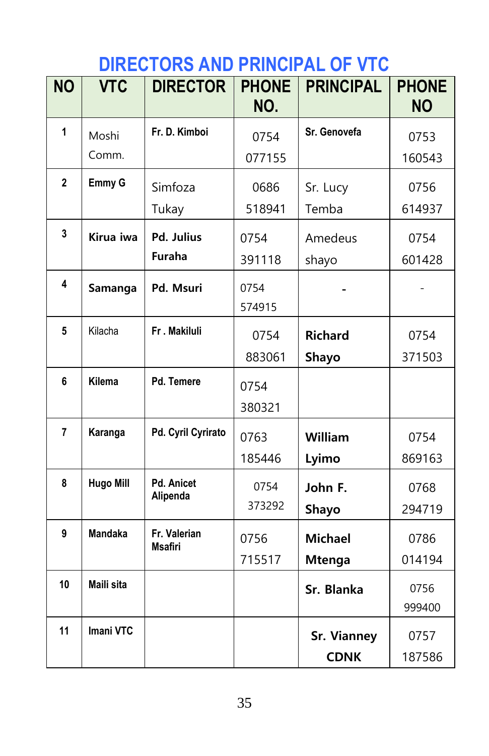## DIRECTORS AND PRINCIPAL OF VTC

| NO | VTC | DIRECTOR | PHONE NO. | PRINCIPAL | PHONE NO |
|---|---|---|---|---|---|
| 1 | Moshi Comm. | Fr. D. Kimboi | 0754 077155 | Sr. Genovefa | 0753 160543 |
| 2 | Emmy G | Simfoza Tukay | 0686 518941 | Sr. Lucy Temba | 0756 614937 |
| 3 | Kirua iwa | Pd. Julius Furaha | 0754 391118 | Amedeus shayo | 0754 601428 |
| 4 | Samanga | Pd. Msuri | 0754 574915 | - | - |
| 5 | Kilacha | Fr . Makiluli | 0754 883061 | Richard Shayo | 0754 371503 |
| 6 | Kilema | Pd. Temere | 0754 380321 | | |
| 7 | Karanga | Pd. Cyril Cyrirato | 0763 185446 | William Lyimo | 0754 869163 |
| 8 | Hugo Mill | Pd. Anicet Alipenda | 0754 373292 | John F. Shayo | 0768 294719 |
| 9 | Mandaka | Fr. Valerian Msafiri | 0756 715517 | Michael Mtenga | 0786 014194 |
| 10 | Maili sita | | | Sr. Blanka | 0756 999400 |
| 11 | Imani VTC | | | Sr. Vianney CDNK | 0757 187586 |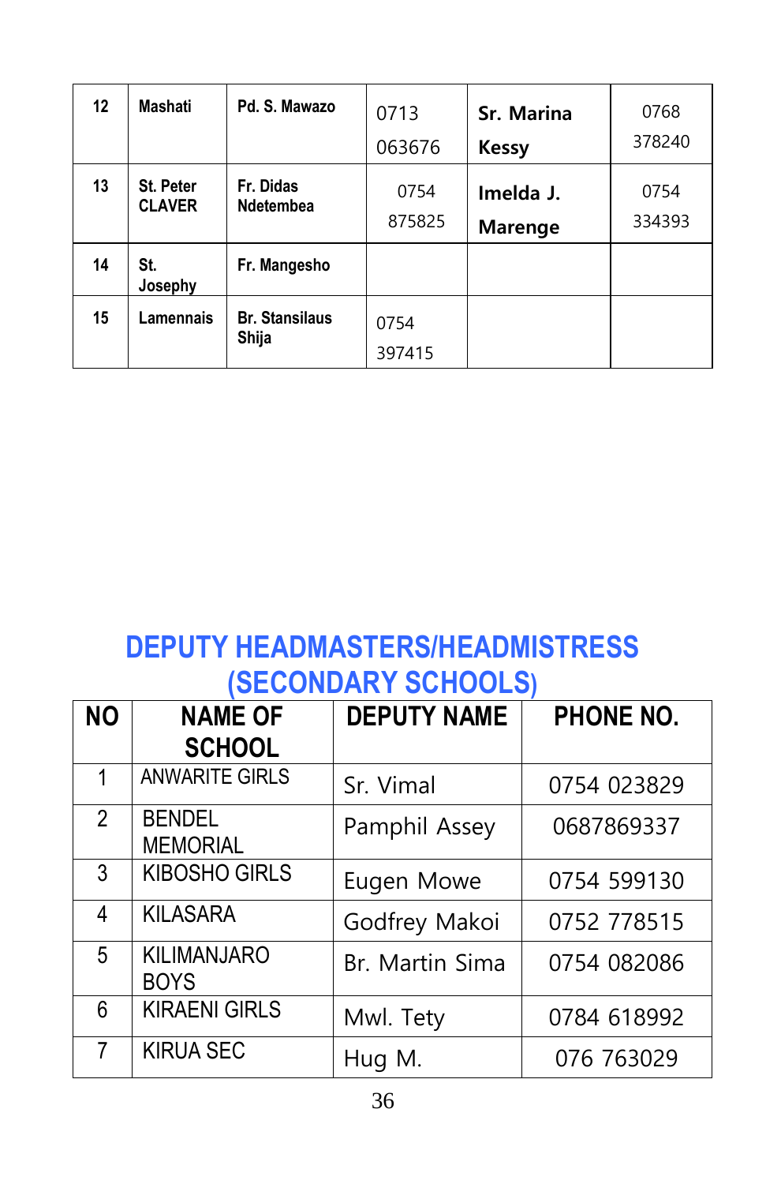| 12 | Mashati | Pd. S. Mawazo | 0713 063676 | Sr. Marina Kessy | 0768 378240 |
|---|---|---|---|---|---|
| 13 | St. Peter CLAVER | Fr. Didas Ndetembea | 0754 875825 | Imelda J. Marenge | 0754 334393 |
| 14 | St. Josephy | Fr. Mangesho | | | |
| 15 | Lamennais | Br. Stansilaus Shija | 0754 397415 | | |

## DEPUTY HEADMASTERS/HEADMISTRESS (SECONDARY SCHOOLS)

| NO | NAME OF SCHOOL | DEPUTY NAME | PHONE NO. |
|---|---|---|---|
| 1 | ANWARITE GIRLS | Sr. Vimal | 0754 023829 |
| 2 | BENDEL MEMORIAL | Pamphil Assey | 0687869337 |
| 3 | KIBOSHO GIRLS | Eugen Mowe | 0754 599130 |
| 4 | KILASARA | Godfrey Makoi | 0752 778515 |
| 5 | KILIMANJARO BOYS | Br. Martin Sima | 0754 082086 |
| 6 | KIRAENI GIRLS | Mwl. Tety | 0784 618992 |
| 7 | KIRUA SEC | Hug M. | 076 763029 |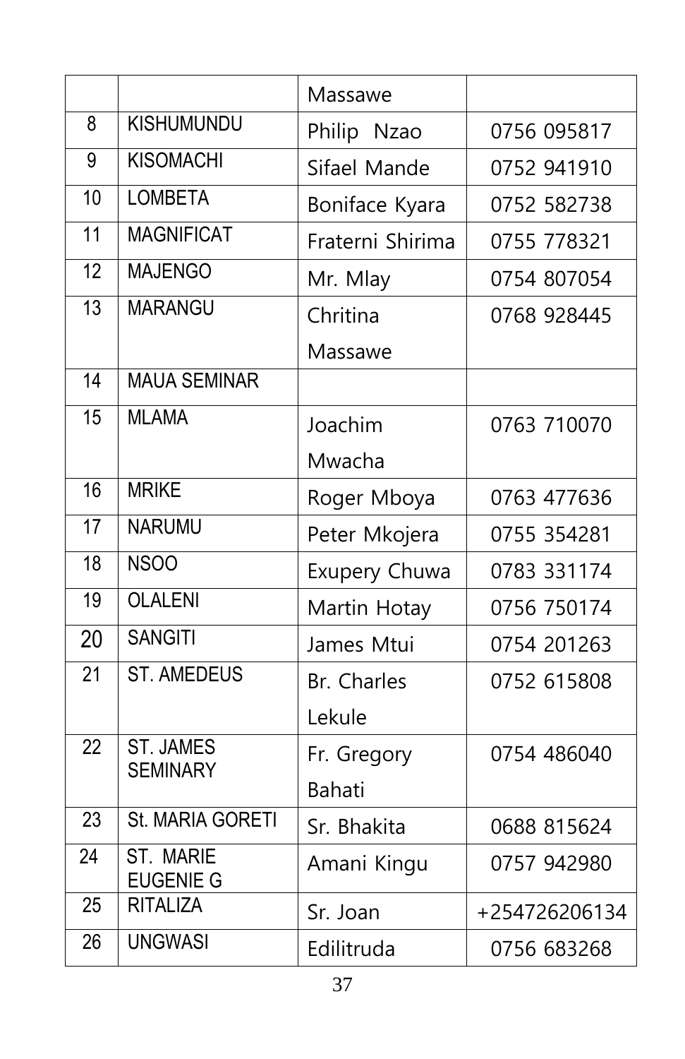| | | | |
|---|---|---|---|
| | | Massawe | |
| 8 | KISHUMUNDU | Philip Nzao | 0756 095817 |
| 9 | KISOMACHI | Sifael Mande | 0752 941910 |
| 10 | LOMBETA | Boniface Kyara | 0752 582738 |
| 11 | MAGNIFICAT | Fraterni Shirima | 0755 778321 |
| 12 | MAJENGO | Mr. Mlay | 0754 807054 |
| 13 | MARANGU | Chritina Massawe | 0768 928445 |
| 14 | MAUA SEMINAR | | |
| 15 | MLAMA | Joachim Mwacha | 0763 710070 |
| 16 | MRIKE | Roger Mboya | 0763 477636 |
| 17 | NARUMU | Peter Mkojera | 0755 354281 |
| 18 | NSOO | Exupery Chuwa | 0783 331174 |
| 19 | OLALENI | Martin Hotay | 0756 750174 |
| 20 | SANGITI | James Mtui | 0754 201263 |
| 21 | ST. AMEDEUS | Br. Charles Lekule | 0752 615808 |
| 22 | ST. JAMES SEMINARY | Fr. Gregory Bahati | 0754 486040 |
| 23 | St. MARIA GORETI | Sr. Bhakita | 0688 815624 |
| 24 | ST. MARIE EUGENIE G | Amani Kingu | 0757 942980 |
| 25 | RITALIZA | Sr. Joan | +254726206134 |
| 26 | UNGWASI | Edilitruda | 0756 683268 |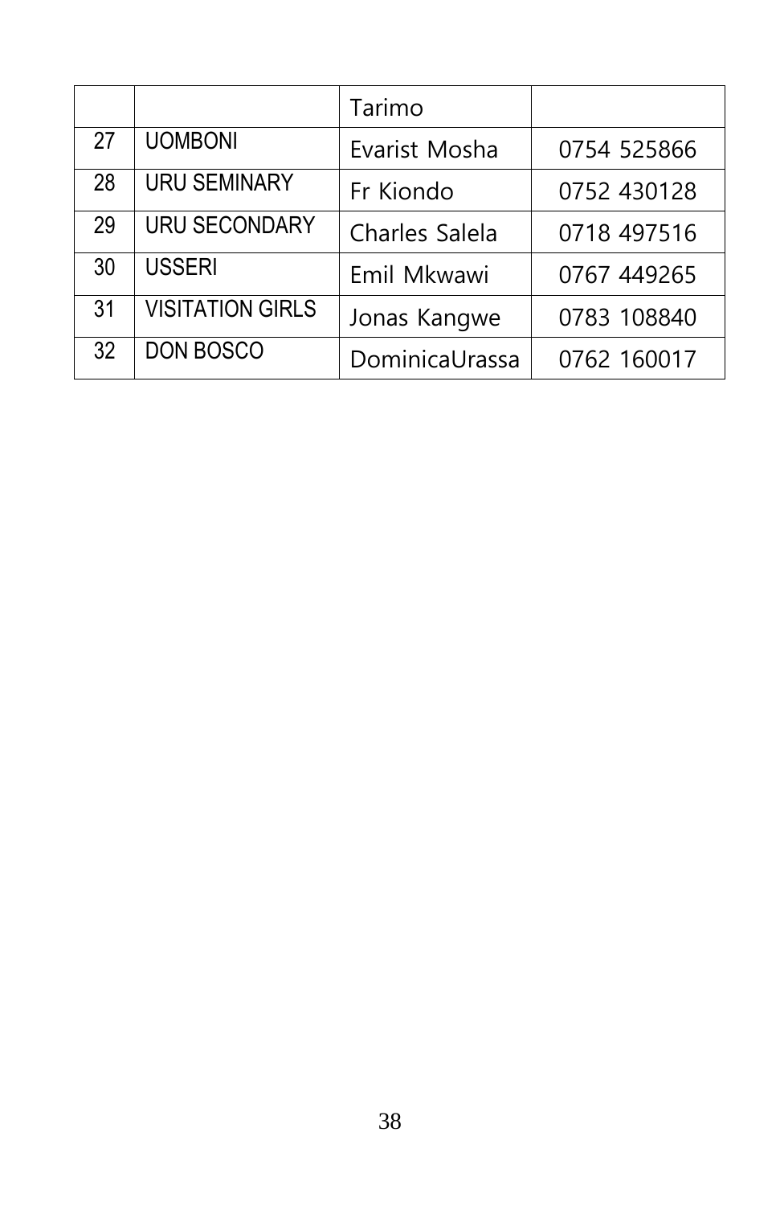| | | | |
|---|---|---|---|
| | | Tarimo | |
| 27 | UOMBONI | Evarist Mosha | 0754 525866 |
| 28 | URU SEMINARY | Fr Kiondo | 0752 430128 |
| 29 | URU SECONDARY | Charles Salela | 0718 497516 |
| 30 | USSERI | Emil Mkwawi | 0767 449265 |
| 31 | VISITATION GIRLS | Jonas Kangwe | 0783 108840 |
| 32 | DON BOSCO | DominicaUrassa | 0762 160017 |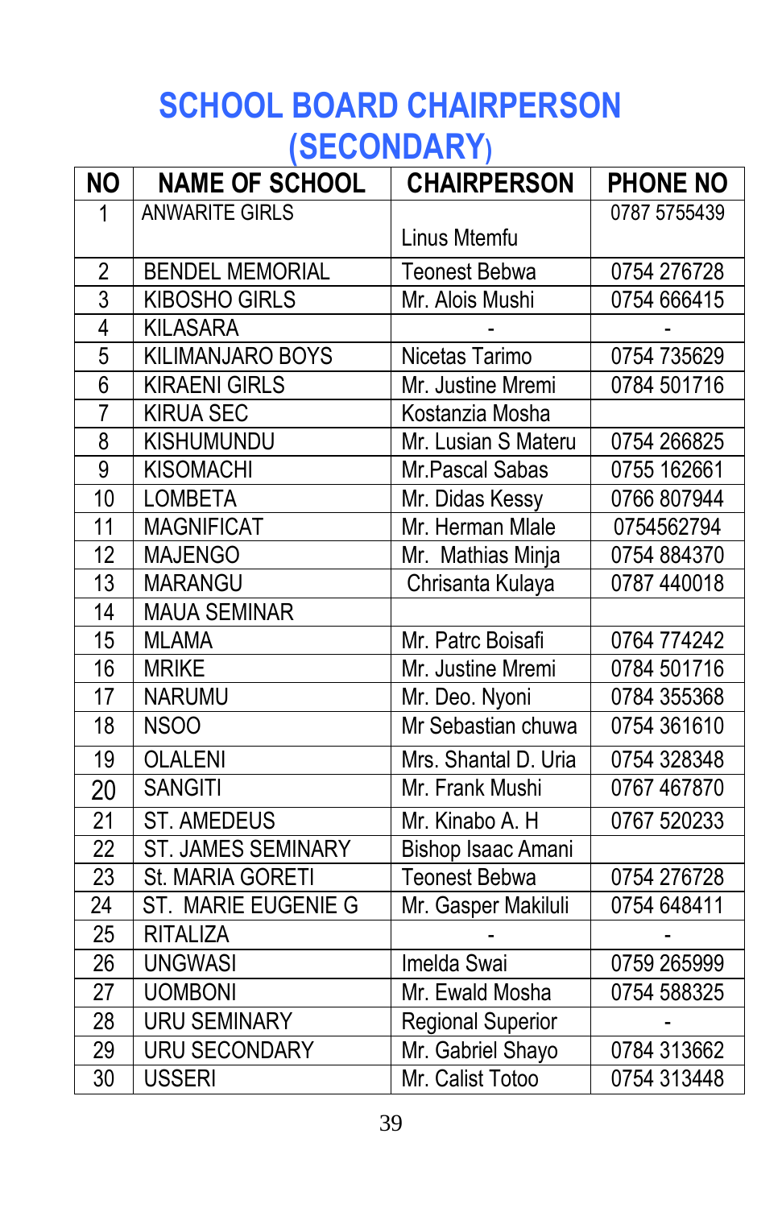# SCHOOL BOARD CHAIRPERSON (SECONDARY)

| NO | NAME OF SCHOOL | CHAIRPERSON | PHONE NO |
|---|---|---|---|
| 1 | ANWARITE GIRLS | Linus Mtemfu | 0787 5755439 |
| 2 | BENDEL MEMORIAL | Teonest Bebwa | 0754 276728 |
| 3 | KIBOSHO GIRLS | Mr. Alois Mushi | 0754 666415 |
| 4 | KILASARA | - | - |
| 5 | KILIMANJARO BOYS | Nicetas Tarimo | 0754 735629 |
| 6 | KIRAENI GIRLS | Mr. Justine Mremi | 0784 501716 |
| 7 | KIRUA SEC | Kostanzia Mosha | |
| 8 | KISHUMUNDU | Mr. Lusian S Materu | 0754 266825 |
| 9 | KISOMACHI | Mr.Pascal Sabas | 0755 162661 |
| 10 | LOMBETA | Mr. Didas Kessy | 0766 807944 |
| 11 | MAGNIFICAT | Mr. Herman Mlale | 0754562794 |
| 12 | MAJENGO | Mr. Mathias Minja | 0754 884370 |
| 13 | MARANGU | Chrisanta Kulaya | 0787 440018 |
| 14 | MAUA SEMINAR | | |
| 15 | MLAMA | Mr. Patrc Boisafi | 0764 774242 |
| 16 | MRIKE | Mr. Justine Mremi | 0784 501716 |
| 17 | NARUMU | Mr. Deo. Nyoni | 0784 355368 |
| 18 | NSOO | Mr Sebastian chuwa | 0754 361610 |
| 19 | OLALENI | Mrs. Shantal D. Uria | 0754 328348 |
| 20 | SANGITI | Mr. Frank Mushi | 0767 467870 |
| 21 | ST. AMEDEUS | Mr. Kinabo A. H | 0767 520233 |
| 22 | ST. JAMES SEMINARY | Bishop Isaac Amani | |
| 23 | St. MARIA GORETI | Teonest Bebwa | 0754 276728 |
| 24 | ST. MARIE EUGENIE G | Mr. Gasper Makiluli | 0754 648411 |
| 25 | RITALIZA | - | - |
| 26 | UNGWASI | Imelda Swai | 0759 265999 |
| 27 | UOMBONI | Mr. Ewald Mosha | 0754 588325 |
| 28 | URU SEMINARY | Regional Superior | - |
| 29 | URU SECONDARY | Mr. Gabriel Shayo | 0784 313662 |
| 30 | USSERI | Mr. Calist Totoo | 0754 313448 |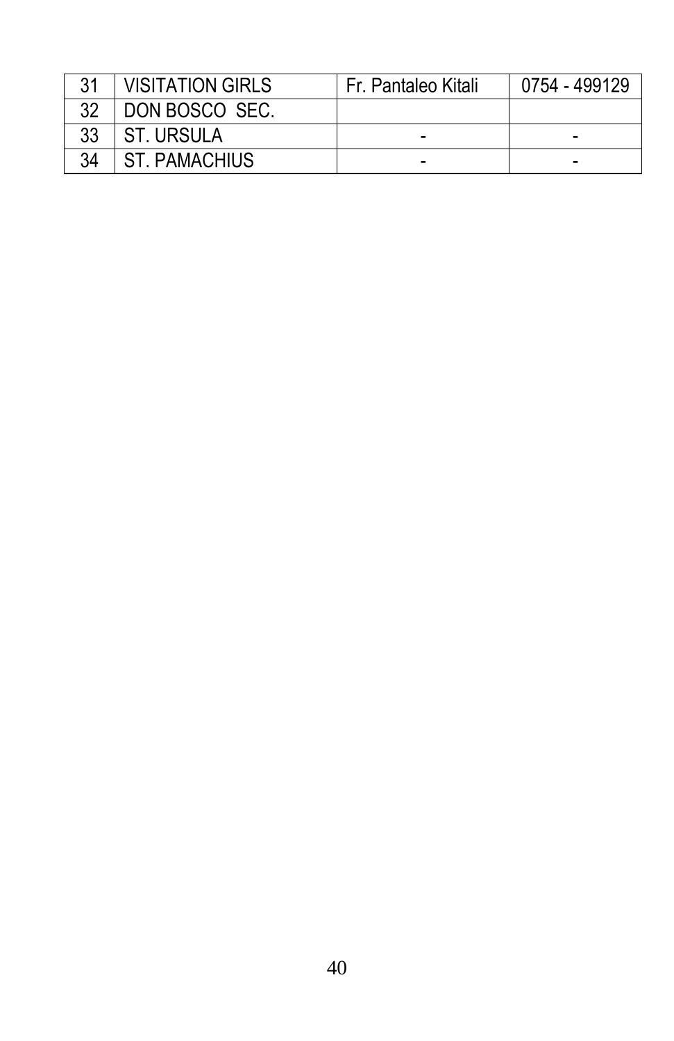| | | | |
|---|---|---|---|
| 31 | VISITATION GIRLS | Fr. Pantaleo Kitali | 0754 - 499129 |
| 32 | DON BOSCO SEC. | | |
| 33 | ST. URSULA | - | - |
| 34 | ST. PAMACHIUS | - | - |